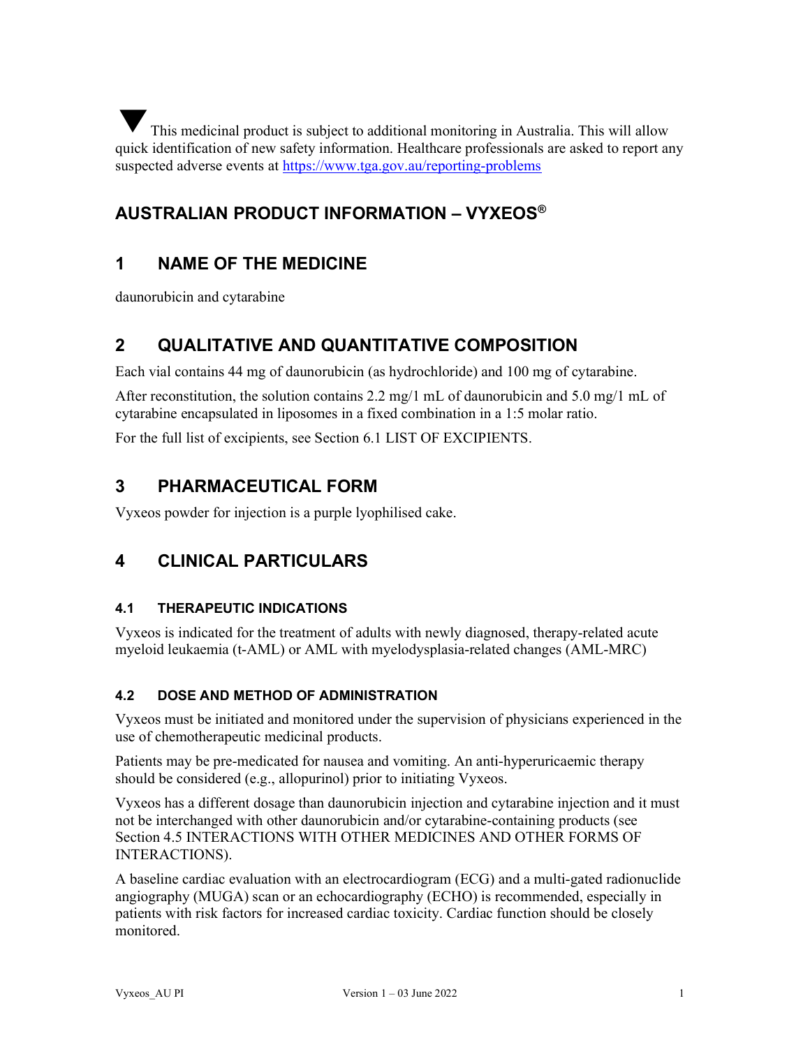▼ This medicinal product is subject to additional monitoring in Australia. This will allow quick identification of new safety information. Healthcare professionals are asked to report any suspected adverse events at https://www.tga.gov.au/reporting-problems

# AUSTRALIAN PRODUCT INFORMATION – VYXEOS®

## 1 NAME OF THE MEDICINE

daunorubicin and cytarabine

## 2 QUALITATIVE AND QUANTITATIVE COMPOSITION

Each vial contains 44 mg of daunorubicin (as hydrochloride) and 100 mg of cytarabine.

After reconstitution, the solution contains 2.2 mg/1 mL of daunorubicin and 5.0 mg/1 mL of cytarabine encapsulated in liposomes in a fixed combination in a 1:5 molar ratio.

For the full list of excipients, see Section 6.1 LIST OF EXCIPIENTS.

## 3 PHARMACEUTICAL FORM

Vyxeos powder for injection is a purple lyophilised cake.

## 4 CLINICAL PARTICULARS

### 4.1 THERAPEUTIC INDICATIONS

Vyxeos is indicated for the treatment of adults with newly diagnosed, therapy-related acute myeloid leukaemia (t-AML) or AML with myelodysplasia-related changes (AML-MRC)

### 4.2 DOSE AND METHOD OF ADMINISTRATION

Vyxeos must be initiated and monitored under the supervision of physicians experienced in the use of chemotherapeutic medicinal products.

Patients may be pre-medicated for nausea and vomiting. An anti-hyperuricaemic therapy should be considered (e.g., allopurinol) prior to initiating Vyxeos.

Vyxeos has a different dosage than daunorubicin injection and cytarabine injection and it must not be interchanged with other daunorubicin and/or cytarabine-containing products (see Section 4.5 INTERACTIONS WITH OTHER MEDICINES AND OTHER FORMS OF INTERACTIONS).

A baseline cardiac evaluation with an electrocardiogram (ECG) and a multi-gated radionuclide angiography (MUGA) scan or an echocardiography (ECHO) is recommended, especially in patients with risk factors for increased cardiac toxicity. Cardiac function should be closely monitored.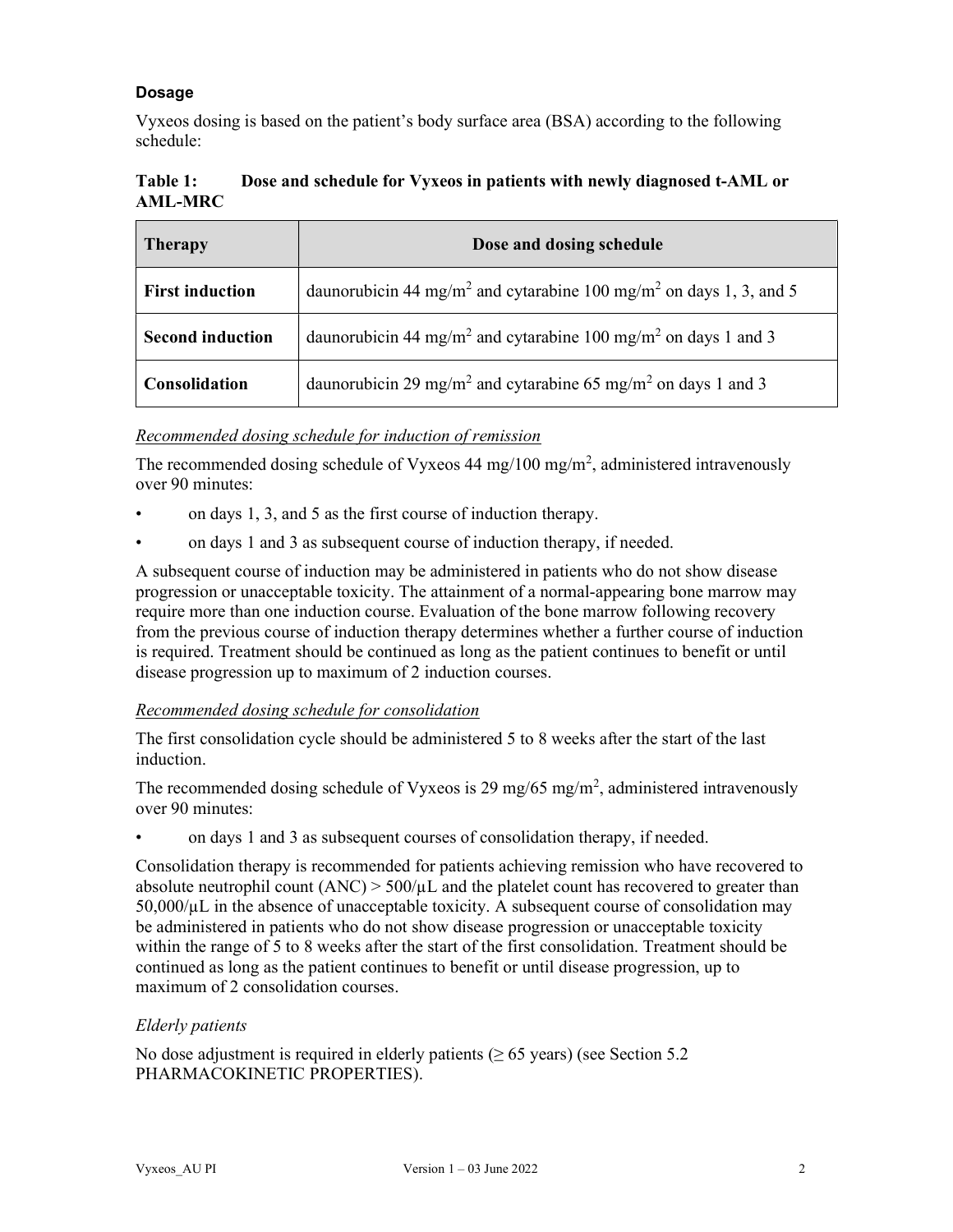### Dosage

Vyxeos dosing is based on the patient's body surface area (BSA) according to the following schedule:

**Table 1: Dose and schedule for Vyxeos in patients with newly diagnosed t-AML or AML-MRC**

| Therapy | Dose and dosing schedule |
|---|---|
| **First induction** | daunorubicin 44 mg/m$^2$ and cytarabine 100 mg/m$^2$ on days 1, 3, and 5 |
| **Second induction** | daunorubicin 44 mg/m$^2$ and cytarabine 100 mg/m$^2$ on days 1 and 3 |
| **Consolidation** | daunorubicin 29 mg/m$^2$ and cytarabine 65 mg/m$^2$ on days 1 and 3 |

*Recommended dosing schedule for induction of remission*

The recommended dosing schedule of Vyxeos 44 mg/100 mg/m$^2$, administered intravenously over 90 minutes:

- on days 1, 3, and 5 as the first course of induction therapy.
- on days 1 and 3 as subsequent course of induction therapy, if needed.

A subsequent course of induction may be administered in patients who do not show disease progression or unacceptable toxicity. The attainment of a normal-appearing bone marrow may require more than one induction course. Evaluation of the bone marrow following recovery from the previous course of induction therapy determines whether a further course of induction is required. Treatment should be continued as long as the patient continues to benefit or until disease progression up to maximum of 2 induction courses.

*Recommended dosing schedule for consolidation*

The first consolidation cycle should be administered 5 to 8 weeks after the start of the last induction.

The recommended dosing schedule of Vyxeos is 29 mg/65 mg/m$^2$, administered intravenously over 90 minutes:

- on days 1 and 3 as subsequent courses of consolidation therapy, if needed.

Consolidation therapy is recommended for patients achieving remission who have recovered to absolute neutrophil count (ANC) > 500/μL and the platelet count has recovered to greater than 50,000/μL in the absence of unacceptable toxicity. A subsequent course of consolidation may be administered in patients who do not show disease progression or unacceptable toxicity within the range of 5 to 8 weeks after the start of the first consolidation. Treatment should be continued as long as the patient continues to benefit or until disease progression, up to maximum of 2 consolidation courses.

*Elderly patients*

No dose adjustment is required in elderly patients (≥ 65 years) (see Section 5.2 PHARMACOKINETIC PROPERTIES).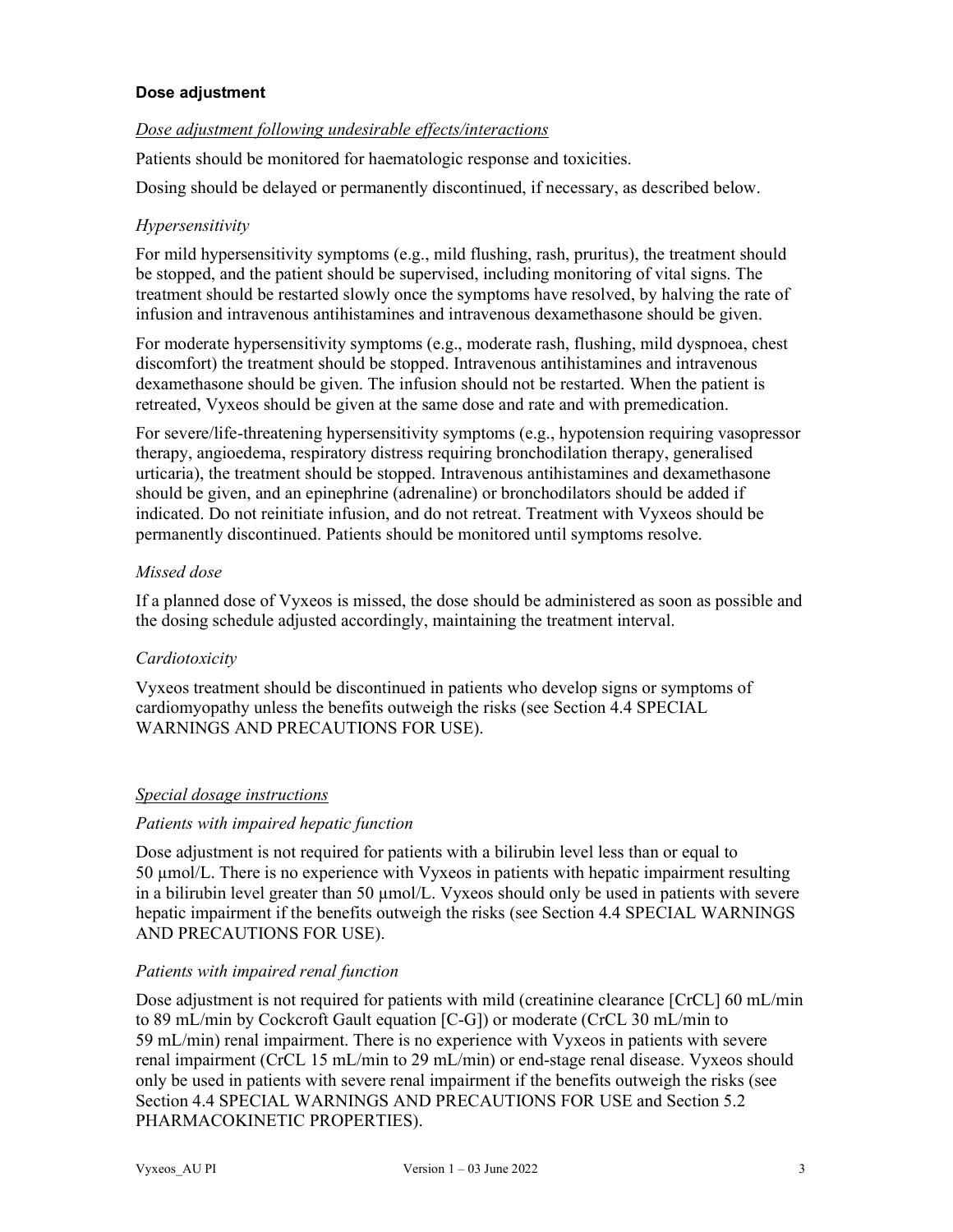### Dose adjustment

#### *Dose adjustment following undesirable effects/interactions*

Patients should be monitored for haematologic response and toxicities.

Dosing should be delayed or permanently discontinued, if necessary, as described below.

*Hypersensitivity*

For mild hypersensitivity symptoms (e.g., mild flushing, rash, pruritus), the treatment should be stopped, and the patient should be supervised, including monitoring of vital signs. The treatment should be restarted slowly once the symptoms have resolved, by halving the rate of infusion and intravenous antihistamines and intravenous dexamethasone should be given.

For moderate hypersensitivity symptoms (e.g., moderate rash, flushing, mild dyspnoea, chest discomfort) the treatment should be stopped. Intravenous antihistamines and intravenous dexamethasone should be given. The infusion should not be restarted. When the patient is retreated, Vyxeos should be given at the same dose and rate and with premedication.

For severe/life-threatening hypersensitivity symptoms (e.g., hypotension requiring vasopressor therapy, angioedema, respiratory distress requiring bronchodilation therapy, generalised urticaria), the treatment should be stopped. Intravenous antihistamines and dexamethasone should be given, and an epinephrine (adrenaline) or bronchodilators should be added if indicated. Do not reinitiate infusion, and do not retreat. Treatment with Vyxeos should be permanently discontinued. Patients should be monitored until symptoms resolve.

*Missed dose*

If a planned dose of Vyxeos is missed, the dose should be administered as soon as possible and the dosing schedule adjusted accordingly, maintaining the treatment interval.

*Cardiotoxicity*

Vyxeos treatment should be discontinued in patients who develop signs or symptoms of cardiomyopathy unless the benefits outweigh the risks (see Section 4.4 SPECIAL WARNINGS AND PRECAUTIONS FOR USE).

#### *Special dosage instructions*

*Patients with impaired hepatic function*

Dose adjustment is not required for patients with a bilirubin level less than or equal to 50 µmol/L. There is no experience with Vyxeos in patients with hepatic impairment resulting in a bilirubin level greater than 50 µmol/L. Vyxeos should only be used in patients with severe hepatic impairment if the benefits outweigh the risks (see Section 4.4 SPECIAL WARNINGS AND PRECAUTIONS FOR USE).

*Patients with impaired renal function*

Dose adjustment is not required for patients with mild (creatinine clearance [CrCL] 60 mL/min to 89 mL/min by Cockcroft Gault equation [C-G]) or moderate (CrCL 30 mL/min to 59 mL/min) renal impairment. There is no experience with Vyxeos in patients with severe renal impairment (CrCL 15 mL/min to 29 mL/min) or end-stage renal disease. Vyxeos should only be used in patients with severe renal impairment if the benefits outweigh the risks (see Section 4.4 SPECIAL WARNINGS AND PRECAUTIONS FOR USE and Section 5.2 PHARMACOKINETIC PROPERTIES).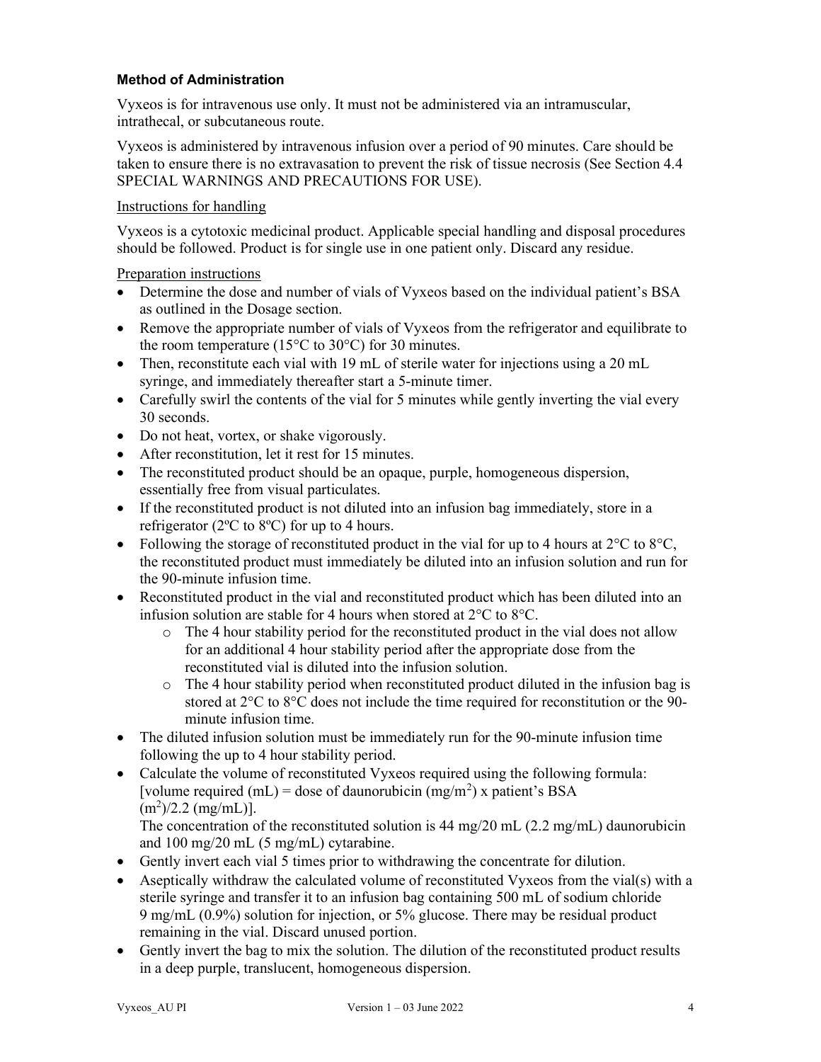### Method of Administration

Vyxeos is for intravenous use only. It must not be administered via an intramuscular, intrathecal, or subcutaneous route.

Vyxeos is administered by intravenous infusion over a period of 90 minutes. Care should be taken to ensure there is no extravasation to prevent the risk of tissue necrosis (See Section 4.4 SPECIAL WARNINGS AND PRECAUTIONS FOR USE).

Instructions for handling

Vyxeos is a cytotoxic medicinal product. Applicable special handling and disposal procedures should be followed. Product is for single use in one patient only. Discard any residue.

Preparation instructions

- Determine the dose and number of vials of Vyxeos based on the individual patient's BSA as outlined in the Dosage section.
- Remove the appropriate number of vials of Vyxeos from the refrigerator and equilibrate to the room temperature (15°C to 30°C) for 30 minutes.
- Then, reconstitute each vial with 19 mL of sterile water for injections using a 20 mL syringe, and immediately thereafter start a 5-minute timer.
- Carefully swirl the contents of the vial for 5 minutes while gently inverting the vial every 30 seconds.
- Do not heat, vortex, or shake vigorously.
- After reconstitution, let it rest for 15 minutes.
- The reconstituted product should be an opaque, purple, homogeneous dispersion, essentially free from visual particulates.
- If the reconstituted product is not diluted into an infusion bag immediately, store in a refrigerator (2ºC to 8ºC) for up to 4 hours.
- Following the storage of reconstituted product in the vial for up to 4 hours at 2°C to 8°C, the reconstituted product must immediately be diluted into an infusion solution and run for the 90-minute infusion time.
- Reconstituted product in the vial and reconstituted product which has been diluted into an infusion solution are stable for 4 hours when stored at 2°C to 8°C.
  - The 4 hour stability period for the reconstituted product in the vial does not allow for an additional 4 hour stability period after the appropriate dose from the reconstituted vial is diluted into the infusion solution.
  - The 4 hour stability period when reconstituted product diluted in the infusion bag is stored at 2°C to 8°C does not include the time required for reconstitution or the 90-minute infusion time.
- The diluted infusion solution must be immediately run for the 90-minute infusion time following the up to 4 hour stability period.
- Calculate the volume of reconstituted Vyxeos required using the following formula: [volume required (mL) = dose of daunorubicin (mg/$m^2$) x patient's BSA ($m^2$)/2.2 (mg/mL)].
  The concentration of the reconstituted solution is 44 mg/20 mL (2.2 mg/mL) daunorubicin and 100 mg/20 mL (5 mg/mL) cytarabine.
- Gently invert each vial 5 times prior to withdrawing the concentrate for dilution.
- Aseptically withdraw the calculated volume of reconstituted Vyxeos from the vial(s) with a sterile syringe and transfer it to an infusion bag containing 500 mL of sodium chloride 9 mg/mL (0.9%) solution for injection, or 5% glucose. There may be residual product remaining in the vial. Discard unused portion.
- Gently invert the bag to mix the solution. The dilution of the reconstituted product results in a deep purple, translucent, homogeneous dispersion.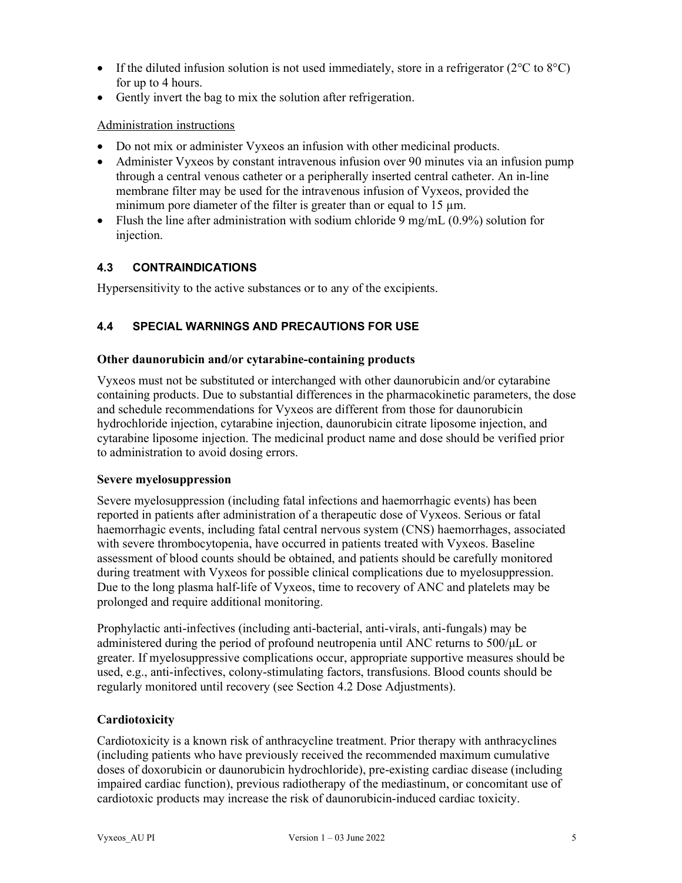- If the diluted infusion solution is not used immediately, store in a refrigerator (2°C to 8°C) for up to 4 hours.
- Gently invert the bag to mix the solution after refrigeration.

Administration instructions

- Do not mix or administer Vyxeos an infusion with other medicinal products.
- Administer Vyxeos by constant intravenous infusion over 90 minutes via an infusion pump through a central venous catheter or a peripherally inserted central catheter. An in-line membrane filter may be used for the intravenous infusion of Vyxeos, provided the minimum pore diameter of the filter is greater than or equal to 15 µm.
- Flush the line after administration with sodium chloride 9 mg/mL (0.9%) solution for injection.

## 4.3 CONTRAINDICATIONS

Hypersensitivity to the active substances or to any of the excipients.

## 4.4 SPECIAL WARNINGS AND PRECAUTIONS FOR USE

**Other daunorubicin and/or cytarabine-containing products**

Vyxeos must not be substituted or interchanged with other daunorubicin and/or cytarabine containing products. Due to substantial differences in the pharmacokinetic parameters, the dose and schedule recommendations for Vyxeos are different from those for daunorubicin hydrochloride injection, cytarabine injection, daunorubicin citrate liposome injection, and cytarabine liposome injection. The medicinal product name and dose should be verified prior to administration to avoid dosing errors.

**Severe myelosuppression**

Severe myelosuppression (including fatal infections and haemorrhagic events) has been reported in patients after administration of a therapeutic dose of Vyxeos. Serious or fatal haemorrhagic events, including fatal central nervous system (CNS) haemorrhages, associated with severe thrombocytopenia, have occurred in patients treated with Vyxeos. Baseline assessment of blood counts should be obtained, and patients should be carefully monitored during treatment with Vyxeos for possible clinical complications due to myelosuppression. Due to the long plasma half-life of Vyxeos, time to recovery of ANC and platelets may be prolonged and require additional monitoring.

Prophylactic anti-infectives (including anti-bacterial, anti-virals, anti-fungals) may be administered during the period of profound neutropenia until ANC returns to 500/µL or greater. If myelosuppressive complications occur, appropriate supportive measures should be used, e.g., anti-infectives, colony-stimulating factors, transfusions. Blood counts should be regularly monitored until recovery (see Section 4.2 Dose Adjustments).

**Cardiotoxicity**

Cardiotoxicity is a known risk of anthracycline treatment. Prior therapy with anthracyclines (including patients who have previously received the recommended maximum cumulative doses of doxorubicin or daunorubicin hydrochloride), pre-existing cardiac disease (including impaired cardiac function), previous radiotherapy of the mediastinum, or concomitant use of cardiotoxic products may increase the risk of daunorubicin-induced cardiac toxicity.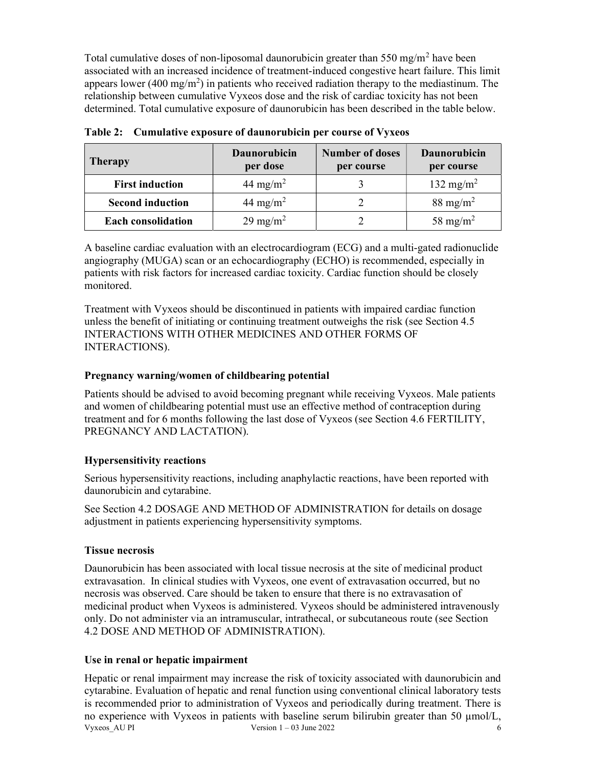Total cumulative doses of non-liposomal daunorubicin greater than 550 mg/m$^2$ have been associated with an increased incidence of treatment-induced congestive heart failure. This limit appears lower (400 mg/m$^2$) in patients who received radiation therapy to the mediastinum. The relationship between cumulative Vyxeos dose and the risk of cardiac toxicity has not been determined. Total cumulative exposure of daunorubicin has been described in the table below.

**Table 2: Cumulative exposure of daunorubicin per course of Vyxeos**

| Therapy | Daunorubicin per dose | Number of doses per course | Daunorubicin per course |
|---|---|---|---|
| **First induction** | 44 mg/m$^2$ | 3 | 132 mg/m$^2$ |
| **Second induction** | 44 mg/m$^2$ | 2 | 88 mg/m$^2$ |
| **Each consolidation** | 29 mg/m$^2$ | 2 | 58 mg/m$^2$ |

A baseline cardiac evaluation with an electrocardiogram (ECG) and a multi-gated radionuclide angiography (MUGA) scan or an echocardiography (ECHO) is recommended, especially in patients with risk factors for increased cardiac toxicity. Cardiac function should be closely monitored.

Treatment with Vyxeos should be discontinued in patients with impaired cardiac function unless the benefit of initiating or continuing treatment outweighs the risk (see Section 4.5 INTERACTIONS WITH OTHER MEDICINES AND OTHER FORMS OF INTERACTIONS).

### Pregnancy warning/women of childbearing potential

Patients should be advised to avoid becoming pregnant while receiving Vyxeos. Male patients and women of childbearing potential must use an effective method of contraception during treatment and for 6 months following the last dose of Vyxeos (see Section 4.6 FERTILITY, PREGNANCY AND LACTATION).

### Hypersensitivity reactions

Serious hypersensitivity reactions, including anaphylactic reactions, have been reported with daunorubicin and cytarabine.

See Section 4.2 DOSAGE AND METHOD OF ADMINISTRATION for details on dosage adjustment in patients experiencing hypersensitivity symptoms.

### Tissue necrosis

Daunorubicin has been associated with local tissue necrosis at the site of medicinal product extravasation. In clinical studies with Vyxeos, one event of extravasation occurred, but no necrosis was observed. Care should be taken to ensure that there is no extravasation of medicinal product when Vyxeos is administered. Vyxeos should be administered intravenously only. Do not administer via an intramuscular, intrathecal, or subcutaneous route (see Section 4.2 DOSE AND METHOD OF ADMINISTRATION).

### Use in renal or hepatic impairment

Hepatic or renal impairment may increase the risk of toxicity associated with daunorubicin and cytarabine. Evaluation of hepatic and renal function using conventional clinical laboratory tests is recommended prior to administration of Vyxeos and periodically during treatment. There is no experience with Vyxeos in patients with baseline serum bilirubin greater than 50 µmol/L,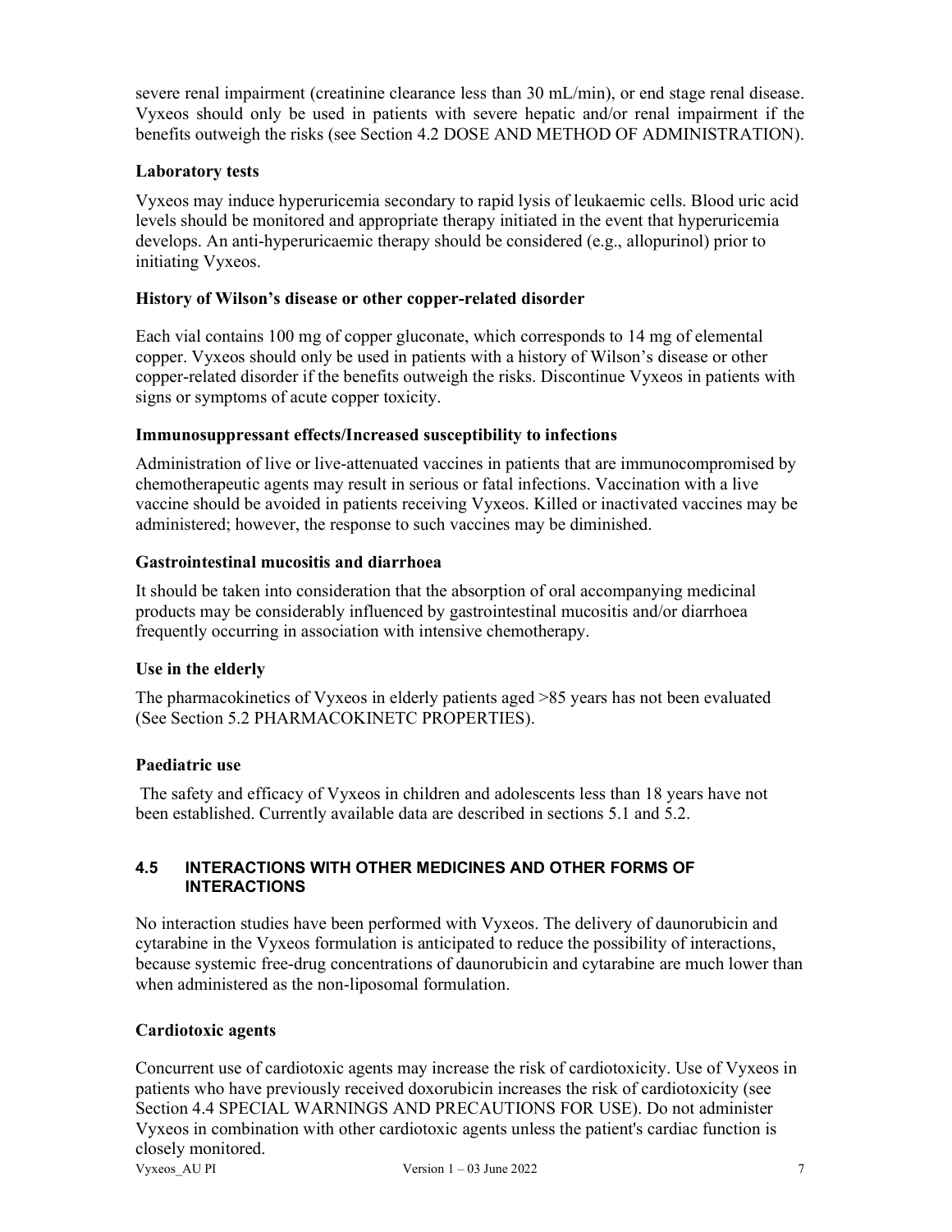severe renal impairment (creatinine clearance less than 30 mL/min), or end stage renal disease. Vyxeos should only be used in patients with severe hepatic and/or renal impairment if the benefits outweigh the risks (see Section 4.2 DOSE AND METHOD OF ADMINISTRATION).

**Laboratory tests**

Vyxeos may induce hyperuricemia secondary to rapid lysis of leukaemic cells. Blood uric acid levels should be monitored and appropriate therapy initiated in the event that hyperuricemia develops. An anti-hyperuricaemic therapy should be considered (e.g., allopurinol) prior to initiating Vyxeos.

**History of Wilson's disease or other copper-related disorder**

Each vial contains 100 mg of copper gluconate, which corresponds to 14 mg of elemental copper. Vyxeos should only be used in patients with a history of Wilson's disease or other copper-related disorder if the benefits outweigh the risks. Discontinue Vyxeos in patients with signs or symptoms of acute copper toxicity.

**Immunosuppressant effects/Increased susceptibility to infections**

Administration of live or live-attenuated vaccines in patients that are immunocompromised by chemotherapeutic agents may result in serious or fatal infections. Vaccination with a live vaccine should be avoided in patients receiving Vyxeos. Killed or inactivated vaccines may be administered; however, the response to such vaccines may be diminished.

**Gastrointestinal mucositis and diarrhoea**

It should be taken into consideration that the absorption of oral accompanying medicinal products may be considerably influenced by gastrointestinal mucositis and/or diarrhoea frequently occurring in association with intensive chemotherapy.

**Use in the elderly**

The pharmacokinetics of Vyxeos in elderly patients aged >85 years has not been evaluated (See Section 5.2 PHARMACOKINETC PROPERTIES).

**Paediatric use**

The safety and efficacy of Vyxeos in children and adolescents less than 18 years have not been established. Currently available data are described in sections 5.1 and 5.2.

## 4.5 INTERACTIONS WITH OTHER MEDICINES AND OTHER FORMS OF INTERACTIONS

No interaction studies have been performed with Vyxeos. The delivery of daunorubicin and cytarabine in the Vyxeos formulation is anticipated to reduce the possibility of interactions, because systemic free-drug concentrations of daunorubicin and cytarabine are much lower than when administered as the non-liposomal formulation.

**Cardiotoxic agents**

Concurrent use of cardiotoxic agents may increase the risk of cardiotoxicity. Use of Vyxeos in patients who have previously received doxorubicin increases the risk of cardiotoxicity (see Section 4.4 SPECIAL WARNINGS AND PRECAUTIONS FOR USE). Do not administer Vyxeos in combination with other cardiotoxic agents unless the patient's cardiac function is closely monitored.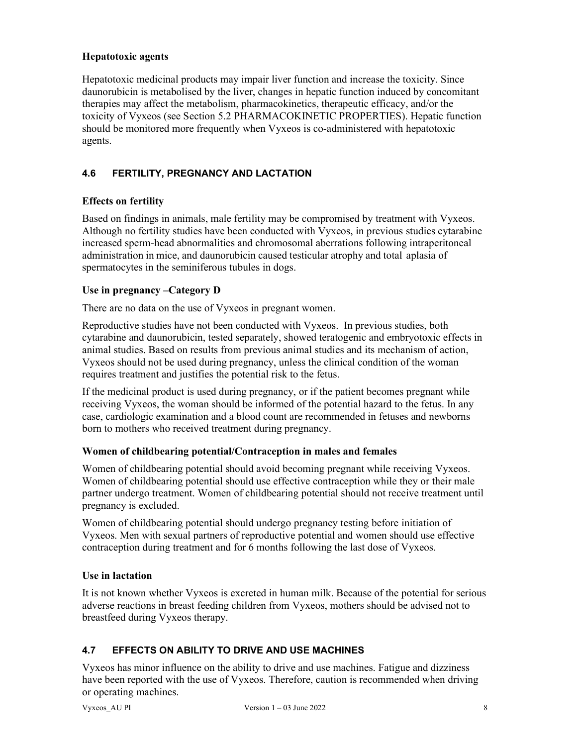### Hepatotoxic agents

Hepatotoxic medicinal products may impair liver function and increase the toxicity. Since daunorubicin is metabolised by the liver, changes in hepatic function induced by concomitant therapies may affect the metabolism, pharmacokinetics, therapeutic efficacy, and/or the toxicity of Vyxeos (see Section 5.2 PHARMACOKINETIC PROPERTIES). Hepatic function should be monitored more frequently when Vyxeos is co-administered with hepatotoxic agents.

## 4.6 FERTILITY, PREGNANCY AND LACTATION

### Effects on fertility

Based on findings in animals, male fertility may be compromised by treatment with Vyxeos. Although no fertility studies have been conducted with Vyxeos, in previous studies cytarabine increased sperm-head abnormalities and chromosomal aberrations following intraperitoneal administration in mice, and daunorubicin caused testicular atrophy and total aplasia of spermatocytes in the seminiferous tubules in dogs.

### Use in pregnancy –Category D

There are no data on the use of Vyxeos in pregnant women.

Reproductive studies have not been conducted with Vyxeos. In previous studies, both cytarabine and daunorubicin, tested separately, showed teratogenic and embryotoxic effects in animal studies. Based on results from previous animal studies and its mechanism of action, Vyxeos should not be used during pregnancy, unless the clinical condition of the woman requires treatment and justifies the potential risk to the fetus.

If the medicinal product is used during pregnancy, or if the patient becomes pregnant while receiving Vyxeos, the woman should be informed of the potential hazard to the fetus. In any case, cardiologic examination and a blood count are recommended in fetuses and newborns born to mothers who received treatment during pregnancy.

### Women of childbearing potential/Contraception in males and females

Women of childbearing potential should avoid becoming pregnant while receiving Vyxeos. Women of childbearing potential should use effective contraception while they or their male partner undergo treatment. Women of childbearing potential should not receive treatment until pregnancy is excluded.

Women of childbearing potential should undergo pregnancy testing before initiation of Vyxeos. Men with sexual partners of reproductive potential and women should use effective contraception during treatment and for 6 months following the last dose of Vyxeos.

### Use in lactation

It is not known whether Vyxeos is excreted in human milk. Because of the potential for serious adverse reactions in breast feeding children from Vyxeos, mothers should be advised not to breastfeed during Vyxeos therapy.

## 4.7 EFFECTS ON ABILITY TO DRIVE AND USE MACHINES

Vyxeos has minor influence on the ability to drive and use machines. Fatigue and dizziness have been reported with the use of Vyxeos. Therefore, caution is recommended when driving or operating machines.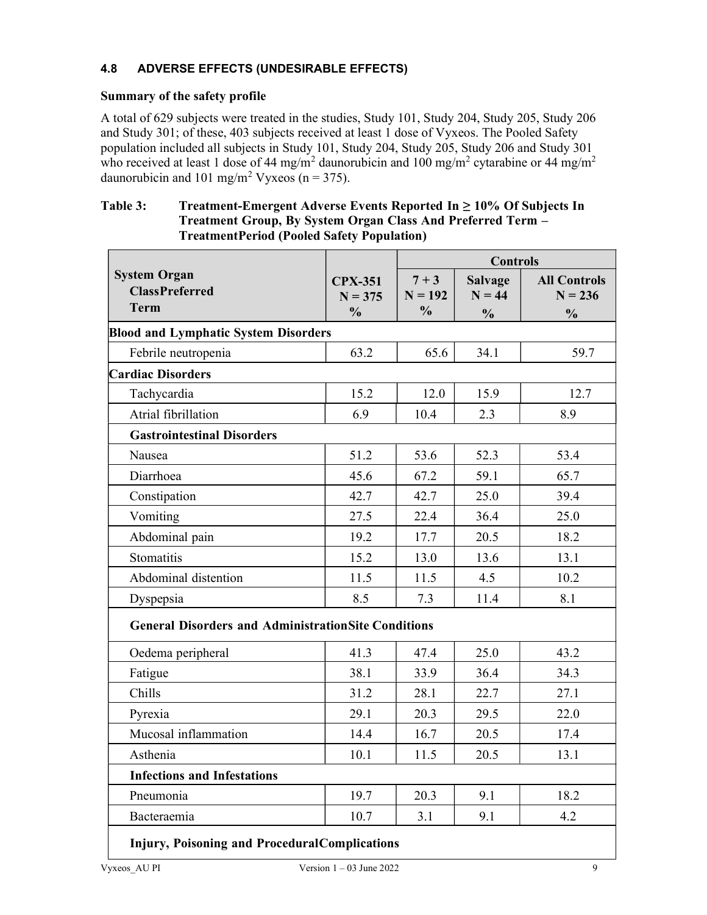### 4.8 ADVERSE EFFECTS (UNDESIRABLE EFFECTS)

**Summary of the safety profile**

A total of 629 subjects were treated in the studies, Study 101, Study 204, Study 205, Study 206 and Study 301; of these, 403 subjects received at least 1 dose of Vyxeos. The Pooled Safety population included all subjects in Study 101, Study 204, Study 205, Study 206 and Study 301 who received at least 1 dose of 44 mg/m$^2$ daunorubicin and 100 mg/m$^2$ cytarabine or 44 mg/m$^2$ daunorubicin and 101 mg/m$^2$ Vyxeos (n = 375).

**Table 3: Treatment-Emergent Adverse Events Reported In ≥ 10% Of Subjects In Treatment Group, By System Organ Class And Preferred Term – TreatmentPeriod (Pooled Safety Population)**

| System Organ ClassPreferred Term | CPX-351 N = 375 % | Controls | | |
|---|---|---|---|---|
| | | 7 + 3 N = 192 % | Salvage N = 44 % | All Controls N = 236 % |
| **Blood and Lymphatic System Disorders** | | | | |
| Febrile neutropenia | 63.2 | 65.6 | 34.1 | 59.7 |
| **Cardiac Disorders** | | | | |
| Tachycardia | 15.2 | 12.0 | 15.9 | 12.7 |
| Atrial fibrillation | 6.9 | 10.4 | 2.3 | 8.9 |
| **Gastrointestinal Disorders** | | | | |
| Nausea | 51.2 | 53.6 | 52.3 | 53.4 |
| Diarrhoea | 45.6 | 67.2 | 59.1 | 65.7 |
| Constipation | 42.7 | 42.7 | 25.0 | 39.4 |
| Vomiting | 27.5 | 22.4 | 36.4 | 25.0 |
| Abdominal pain | 19.2 | 17.7 | 20.5 | 18.2 |
| Stomatitis | 15.2 | 13.0 | 13.6 | 13.1 |
| Abdominal distention | 11.5 | 11.5 | 4.5 | 10.2 |
| Dyspepsia | 8.5 | 7.3 | 11.4 | 8.1 |
| **General Disorders and AdministrationSite Conditions** | | | | |
| Oedema peripheral | 41.3 | 47.4 | 25.0 | 43.2 |
| Fatigue | 38.1 | 33.9 | 36.4 | 34.3 |
| Chills | 31.2 | 28.1 | 22.7 | 27.1 |
| Pyrexia | 29.1 | 20.3 | 29.5 | 22.0 |
| Mucosal inflammation | 14.4 | 16.7 | 20.5 | 17.4 |
| Asthenia | 10.1 | 11.5 | 20.5 | 13.1 |
| **Infections and Infestations** | | | | |
| Pneumonia | 19.7 | 20.3 | 9.1 | 18.2 |
| Bacteraemia | 10.7 | 3.1 | 9.1 | 4.2 |
| **Injury, Poisoning and ProceduralComplications** | | | | |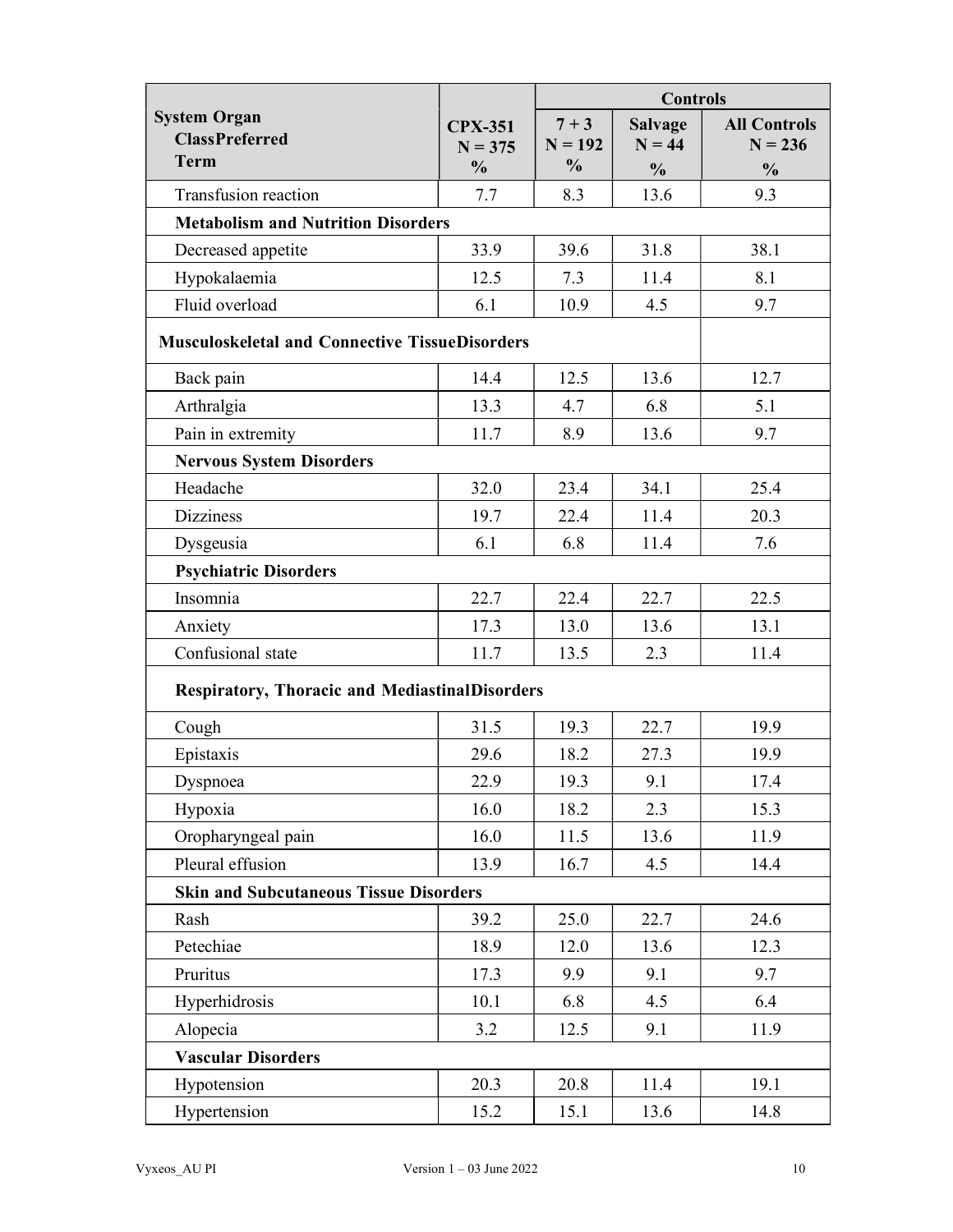| System Organ ClassPreferred Term | CPX-351 N = 375 % | Controls | | |
|---|---|---|---|---|
| | | 7 + 3 N = 192 % | Salvage N = 44 % | All Controls N = 236 % |
| Transfusion reaction | 7.7 | 8.3 | 13.6 | 9.3 |
| **Metabolism and Nutrition Disorders** | | | | |
| Decreased appetite | 33.9 | 39.6 | 31.8 | 38.1 |
| Hypokalaemia | 12.5 | 7.3 | 11.4 | 8.1 |
| Fluid overload | 6.1 | 10.9 | 4.5 | 9.7 |
| **Musculoskeletal and Connective TissueDisorders** | | | | |
| Back pain | 14.4 | 12.5 | 13.6 | 12.7 |
| Arthralgia | 13.3 | 4.7 | 6.8 | 5.1 |
| Pain in extremity | 11.7 | 8.9 | 13.6 | 9.7 |
| **Nervous System Disorders** | | | | |
| Headache | 32.0 | 23.4 | 34.1 | 25.4 |
| Dizziness | 19.7 | 22.4 | 11.4 | 20.3 |
| Dysgeusia | 6.1 | 6.8 | 11.4 | 7.6 |
| **Psychiatric Disorders** | | | | |
| Insomnia | 22.7 | 22.4 | 22.7 | 22.5 |
| Anxiety | 17.3 | 13.0 | 13.6 | 13.1 |
| Confusional state | 11.7 | 13.5 | 2.3 | 11.4 |
| **Respiratory, Thoracic and MediastinalDisorders** | | | | |
| Cough | 31.5 | 19.3 | 22.7 | 19.9 |
| Epistaxis | 29.6 | 18.2 | 27.3 | 19.9 |
| Dyspnoea | 22.9 | 19.3 | 9.1 | 17.4 |
| Hypoxia | 16.0 | 18.2 | 2.3 | 15.3 |
| Oropharyngeal pain | 16.0 | 11.5 | 13.6 | 11.9 |
| Pleural effusion | 13.9 | 16.7 | 4.5 | 14.4 |
| **Skin and Subcutaneous Tissue Disorders** | | | | |
| Rash | 39.2 | 25.0 | 22.7 | 24.6 |
| Petechiae | 18.9 | 12.0 | 13.6 | 12.3 |
| Pruritus | 17.3 | 9.9 | 9.1 | 9.7 |
| Hyperhidrosis | 10.1 | 6.8 | 4.5 | 6.4 |
| Alopecia | 3.2 | 12.5 | 9.1 | 11.9 |
| **Vascular Disorders** | | | | |
| Hypotension | 20.3 | 20.8 | 11.4 | 19.1 |
| Hypertension | 15.2 | 15.1 | 13.6 | 14.8 |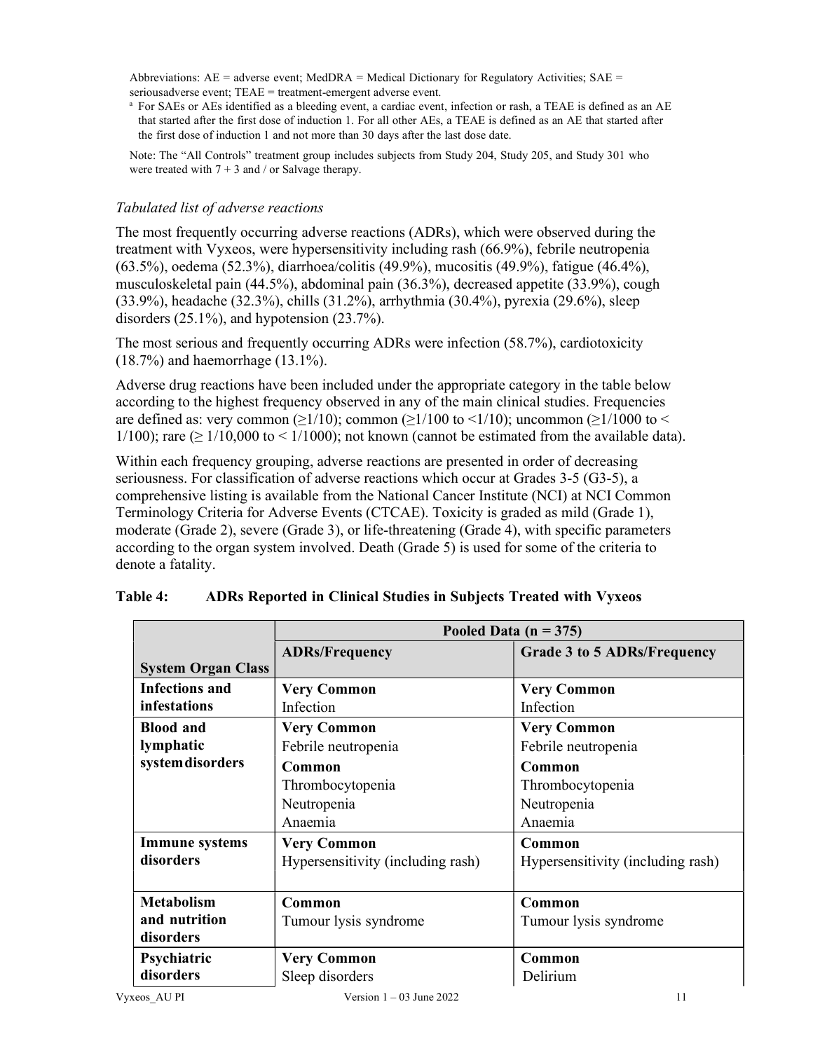Abbreviations: AE = adverse event; MedDRA = Medical Dictionary for Regulatory Activities; SAE = seriousadverse event; TEAE = treatment-emergent adverse event.

[a] For SAEs or AEs identified as a bleeding event, a cardiac event, infection or rash, a TEAE is defined as an AE that started after the first dose of induction 1. For all other AEs, a TEAE is defined as an AE that started after the first dose of induction 1 and not more than 30 days after the last dose date.

Note: The "All Controls" treatment group includes subjects from Study 204, Study 205, and Study 301 who were treated with 7 + 3 and / or Salvage therapy.

### *Tabulated list of adverse reactions*

The most frequently occurring adverse reactions (ADRs), which were observed during the treatment with Vyxeos, were hypersensitivity including rash (66.9%), febrile neutropenia (63.5%), oedema (52.3%), diarrhoea/colitis (49.9%), mucositis (49.9%), fatigue (46.4%), musculoskeletal pain (44.5%), abdominal pain (36.3%), decreased appetite (33.9%), cough (33.9%), headache (32.3%), chills (31.2%), arrhythmia (30.4%), pyrexia (29.6%), sleep disorders (25.1%), and hypotension (23.7%).

The most serious and frequently occurring ADRs were infection (58.7%), cardiotoxicity (18.7%) and haemorrhage (13.1%).

Adverse drug reactions have been included under the appropriate category in the table below according to the highest frequency observed in any of the main clinical studies. Frequencies are defined as: very common (≥1/10); common (≥1/100 to <1/10); uncommon (≥1/1000 to < 1/100); rare (≥ 1/10,000 to < 1/1000); not known (cannot be estimated from the available data).

Within each frequency grouping, adverse reactions are presented in order of decreasing seriousness. For classification of adverse reactions which occur at Grades 3-5 (G3-5), a comprehensive listing is available from the National Cancer Institute (NCI) at NCI Common Terminology Criteria for Adverse Events (CTCAE). Toxicity is graded as mild (Grade 1), moderate (Grade 2), severe (Grade 3), or life-threatening (Grade 4), with specific parameters according to the organ system involved. Death (Grade 5) is used for some of the criteria to denote a fatality.

**Table 4: ADRs Reported in Clinical Studies in Subjects Treated with Vyxeos**

| | **Pooled Data (n = 375)** | |
|---|---|---|
| **System Organ Class** | **ADRs/Frequency** | **Grade 3 to 5 ADRs/Frequency** |
| **Infections and infestations** | **Very Common**<br>Infection | **Very Common**<br>Infection |
| **Blood and lymphatic system disorders** | **Very Common**<br>Febrile neutropenia<br>**Common**<br>Thrombocytopenia<br>Neutropenia<br>Anaemia | **Very Common**<br>Febrile neutropenia<br>**Common**<br>Thrombocytopenia<br>Neutropenia<br>Anaemia |
| **Immune systems disorders** | **Very Common**<br>Hypersensitivity (including rash) | **Common**<br>Hypersensitivity (including rash) |
| **Metabolism and nutrition disorders** | **Common**<br>Tumour lysis syndrome | **Common**<br>Tumour lysis syndrome |
| **Psychiatric disorders** | **Very Common**<br>Sleep disorders | **Common**<br>Delirium |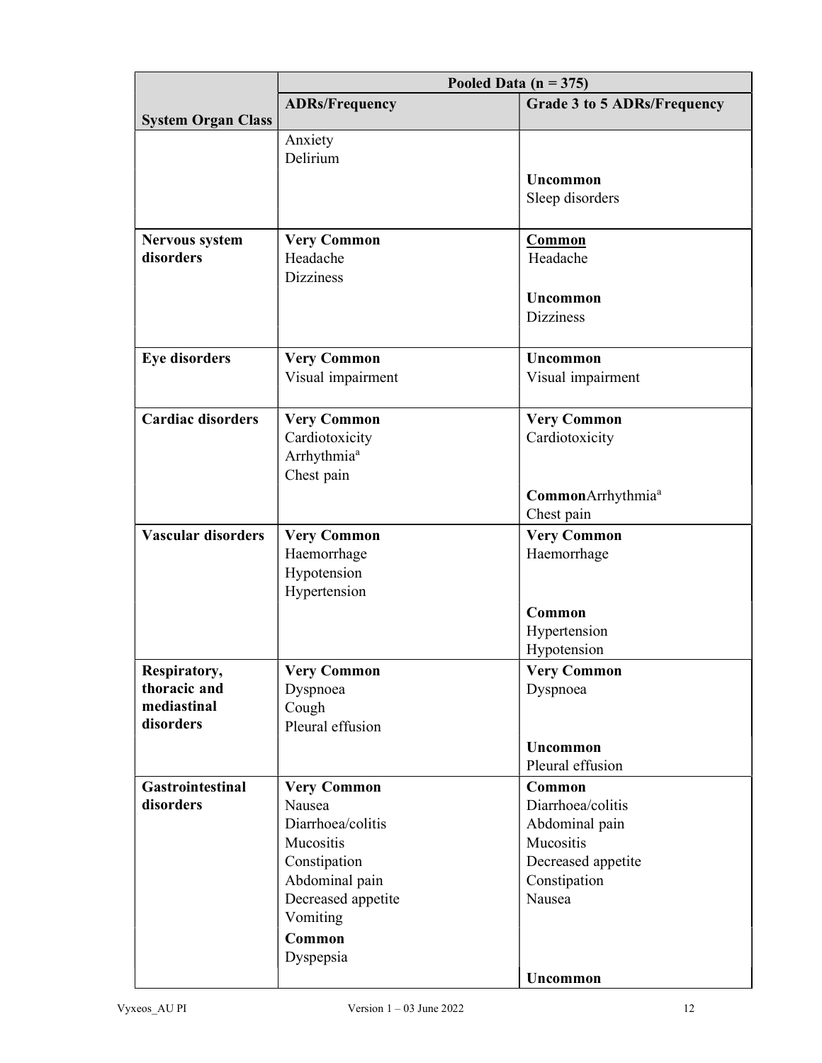| System Organ Class | Pooled Data (n = 375) | |
|---|---|---|
| | **ADRs/Frequency** | **Grade 3 to 5 ADRs/Frequency** |
| | Anxiety<br>Delirium | **Uncommon**<br>Sleep disorders |
| **Nervous system disorders** | **Very Common**<br>Headache<br>Dizziness | **Common**<br>Headache<br><br>**Uncommon**<br>Dizziness |
| **Eye disorders** | **Very Common**<br>Visual impairment | **Uncommon**<br>Visual impairment |
| **Cardiac disorders** | **Very Common**<br>Cardiotoxicity<br>Arrhythmia[a]<br>Chest pain | **Very Common**<br>Cardiotoxicity<br><br>**Common**Arrhythmia[a]<br>Chest pain |
| **Vascular disorders** | **Very Common**<br>Haemorrhage<br>Hypotension<br>Hypertension | **Very Common**<br>Haemorrhage<br><br>**Common**<br>Hypertension<br>Hypotension |
| **Respiratory, thoracic and mediastinal disorders** | **Very Common**<br>Dyspnoea<br>Cough<br>Pleural effusion | **Very Common**<br>Dyspnoea<br><br>**Uncommon**<br>Pleural effusion |
| **Gastrointestinal disorders** | **Very Common**<br>Nausea<br>Diarrhoea/colitis<br>Mucositis<br>Constipation<br>Abdominal pain<br>Decreased appetite<br>Vomiting<br><br>**Common**<br>Dyspepsia | **Common**<br>Diarrhoea/colitis<br>Abdominal pain<br>Mucositis<br>Decreased appetite<br>Constipation<br>Nausea<br><br>**Uncommon** |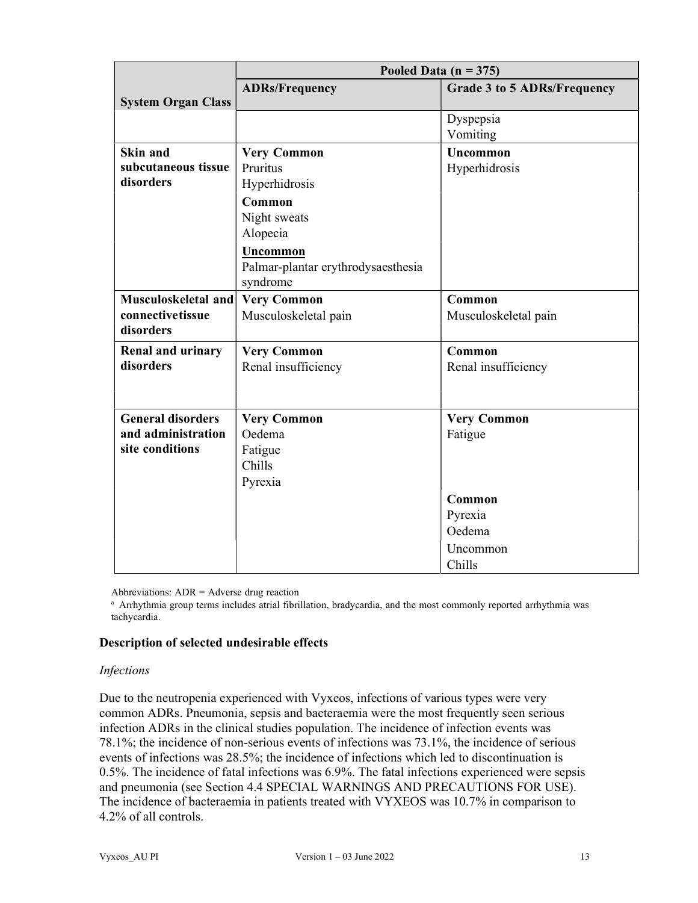| System Organ Class | Pooled Data (n = 375) | |
|---|---|---|
| | **ADRs/Frequency** | **Grade 3 to 5 ADRs/Frequency** |
| | | Dyspepsia<br>Vomiting |
| **Skin and subcutaneous tissue disorders** | **Very Common**<br>Pruritus<br>Hyperhidrosis<br>**Common**<br>Night sweats<br>Alopecia<br>**Uncommon**<br>Palmar-plantar erythrodysaesthesia syndrome | **Uncommon**<br>Hyperhidrosis |
| **Musculoskeletal and connectivetissue disorders** | **Very Common**<br>Musculoskeletal pain | **Common**<br>Musculoskeletal pain |
| **Renal and urinary disorders** | **Very Common**<br>Renal insufficiency | **Common**<br>Renal insufficiency |
| **General disorders and administration site conditions** | **Very Common**<br>Oedema<br>Fatigue<br>Chills<br>Pyrexia | **Very Common**<br>Fatigue<br>**Common**<br>Pyrexia<br>Oedema<br>Uncommon<br>Chills |

Abbreviations: ADR = Adverse drug reaction

[a] Arrhythmia group terms includes atrial fibrillation, bradycardia, and the most commonly reported arrhythmia was tachycardia.

**Description of selected undesirable effects**

*Infections*

Due to the neutropenia experienced with Vyxeos, infections of various types were very common ADRs. Pneumonia, sepsis and bacteraemia were the most frequently seen serious infection ADRs in the clinical studies population. The incidence of infection events was 78.1%; the incidence of non-serious events of infections was 73.1%, the incidence of serious events of infections was 28.5%; the incidence of infections which led to discontinuation is 0.5%. The incidence of fatal infections was 6.9%. The fatal infections experienced were sepsis and pneumonia (see Section 4.4 SPECIAL WARNINGS AND PRECAUTIONS FOR USE). The incidence of bacteraemia in patients treated with VYXEOS was 10.7% in comparison to 4.2% of all controls.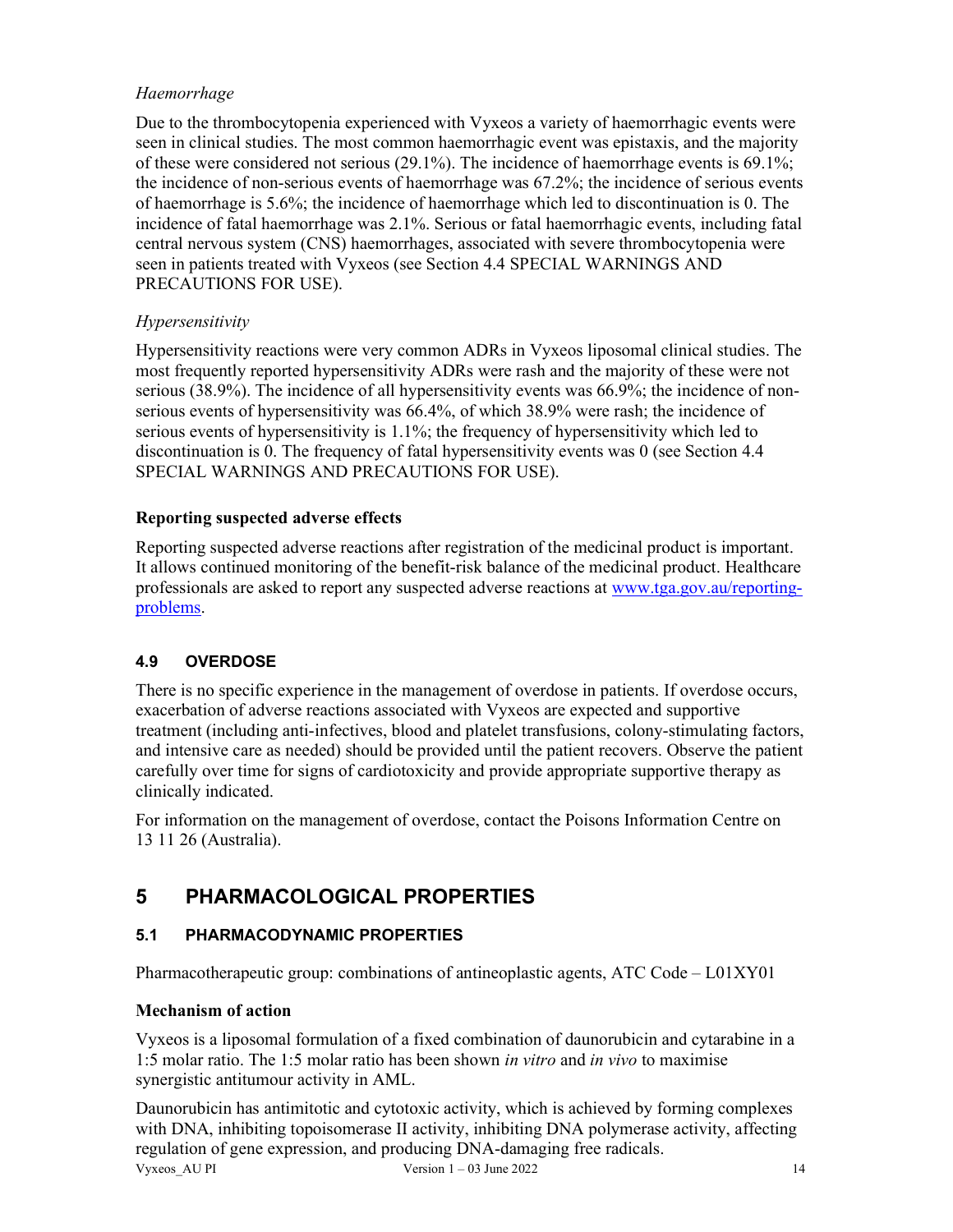*Haemorrhage*

Due to the thrombocytopenia experienced with Vyxeos a variety of haemorrhagic events were seen in clinical studies. The most common haemorrhagic event was epistaxis, and the majority of these were considered not serious (29.1%). The incidence of haemorrhage events is 69.1%; the incidence of non-serious events of haemorrhage was 67.2%; the incidence of serious events of haemorrhage is 5.6%; the incidence of haemorrhage which led to discontinuation is 0. The incidence of fatal haemorrhage was 2.1%. Serious or fatal haemorrhagic events, including fatal central nervous system (CNS) haemorrhages, associated with severe thrombocytopenia were seen in patients treated with Vyxeos (see Section 4.4 SPECIAL WARNINGS AND PRECAUTIONS FOR USE).

*Hypersensitivity*

Hypersensitivity reactions were very common ADRs in Vyxeos liposomal clinical studies. The most frequently reported hypersensitivity ADRs were rash and the majority of these were not serious (38.9%). The incidence of all hypersensitivity events was 66.9%; the incidence of non-serious events of hypersensitivity was 66.4%, of which 38.9% were rash; the incidence of serious events of hypersensitivity is 1.1%; the frequency of hypersensitivity which led to discontinuation is 0. The frequency of fatal hypersensitivity events was 0 (see Section 4.4 SPECIAL WARNINGS AND PRECAUTIONS FOR USE).

**Reporting suspected adverse effects**

Reporting suspected adverse reactions after registration of the medicinal product is important. It allows continued monitoring of the benefit-risk balance of the medicinal product. Healthcare professionals are asked to report any suspected adverse reactions at www.tga.gov.au/reporting-problems.

### 4.9 OVERDOSE

There is no specific experience in the management of overdose in patients. If overdose occurs, exacerbation of adverse reactions associated with Vyxeos are expected and supportive treatment (including anti-infectives, blood and platelet transfusions, colony-stimulating factors, and intensive care as needed) should be provided until the patient recovers. Observe the patient carefully over time for signs of cardiotoxicity and provide appropriate supportive therapy as clinically indicated.

For information on the management of overdose, contact the Poisons Information Centre on 13 11 26 (Australia).

## 5 PHARMACOLOGICAL PROPERTIES

### 5.1 PHARMACODYNAMIC PROPERTIES

Pharmacotherapeutic group: combinations of antineoplastic agents, ATC Code – L01XY01

**Mechanism of action**

Vyxeos is a liposomal formulation of a fixed combination of daunorubicin and cytarabine in a 1:5 molar ratio. The 1:5 molar ratio has been shown *in vitro* and *in vivo* to maximise synergistic antitumour activity in AML.

Daunorubicin has antimitotic and cytotoxic activity, which is achieved by forming complexes with DNA, inhibiting topoisomerase II activity, inhibiting DNA polymerase activity, affecting regulation of gene expression, and producing DNA-damaging free radicals.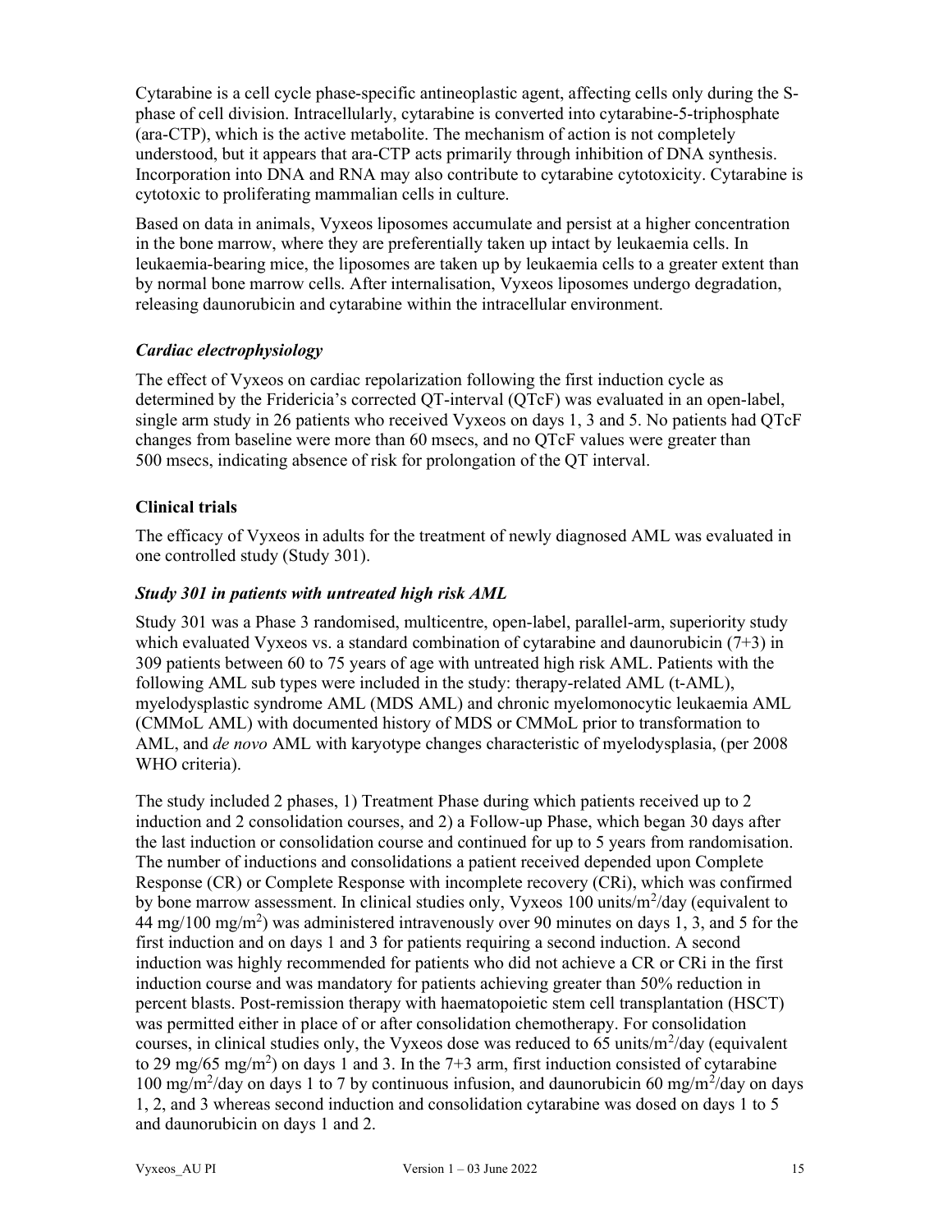Cytarabine is a cell cycle phase-specific antineoplastic agent, affecting cells only during the S-phase of cell division. Intracellularly, cytarabine is converted into cytarabine-5-triphosphate (ara-CTP), which is the active metabolite. The mechanism of action is not completely understood, but it appears that ara-CTP acts primarily through inhibition of DNA synthesis. Incorporation into DNA and RNA may also contribute to cytarabine cytotoxicity. Cytarabine is cytotoxic to proliferating mammalian cells in culture.

Based on data in animals, Vyxeos liposomes accumulate and persist at a higher concentration in the bone marrow, where they are preferentially taken up intact by leukaemia cells. In leukaemia-bearing mice, the liposomes are taken up by leukaemia cells to a greater extent than by normal bone marrow cells. After internalisation, Vyxeos liposomes undergo degradation, releasing daunorubicin and cytarabine within the intracellular environment.

### *Cardiac electrophysiology*

The effect of Vyxeos on cardiac repolarization following the first induction cycle as determined by the Fridericia's corrected QT-interval (QTcF) was evaluated in an open-label, single arm study in 26 patients who received Vyxeos on days 1, 3 and 5. No patients had QTcF changes from baseline were more than 60 msecs, and no QTcF values were greater than 500 msecs, indicating absence of risk for prolongation of the QT interval.

## Clinical trials

The efficacy of Vyxeos in adults for the treatment of newly diagnosed AML was evaluated in one controlled study (Study 301).

### *Study 301 in patients with untreated high risk AML*

Study 301 was a Phase 3 randomised, multicentre, open-label, parallel-arm, superiority study which evaluated Vyxeos vs. a standard combination of cytarabine and daunorubicin (7+3) in 309 patients between 60 to 75 years of age with untreated high risk AML. Patients with the following AML sub types were included in the study: therapy-related AML (t-AML), myelodysplastic syndrome AML (MDS AML) and chronic myelomonocytic leukaemia AML (CMMoL AML) with documented history of MDS or CMMoL prior to transformation to AML, and *de novo* AML with karyotype changes characteristic of myelodysplasia, (per 2008 WHO criteria).

The study included 2 phases, 1) Treatment Phase during which patients received up to 2 induction and 2 consolidation courses, and 2) a Follow-up Phase, which began 30 days after the last induction or consolidation course and continued for up to 5 years from randomisation. The number of inductions and consolidations a patient received depended upon Complete Response (CR) or Complete Response with incomplete recovery (CRi), which was confirmed by bone marrow assessment. In clinical studies only, Vyxeos 100 units/m$^2$/day (equivalent to 44 mg/100 mg/m$^2$) was administered intravenously over 90 minutes on days 1, 3, and 5 for the first induction and on days 1 and 3 for patients requiring a second induction. A second induction was highly recommended for patients who did not achieve a CR or CRi in the first induction course and was mandatory for patients achieving greater than 50% reduction in percent blasts. Post-remission therapy with haematopoietic stem cell transplantation (HSCT) was permitted either in place of or after consolidation chemotherapy. For consolidation courses, in clinical studies only, the Vyxeos dose was reduced to 65 units/m$^2$/day (equivalent to 29 mg/65 mg/m$^2$) on days 1 and 3. In the 7+3 arm, first induction consisted of cytarabine 100 mg/m$^2$/day on days 1 to 7 by continuous infusion, and daunorubicin 60 mg/m$^2$/day on days 1, 2, and 3 whereas second induction and consolidation cytarabine was dosed on days 1 to 5 and daunorubicin on days 1 and 2.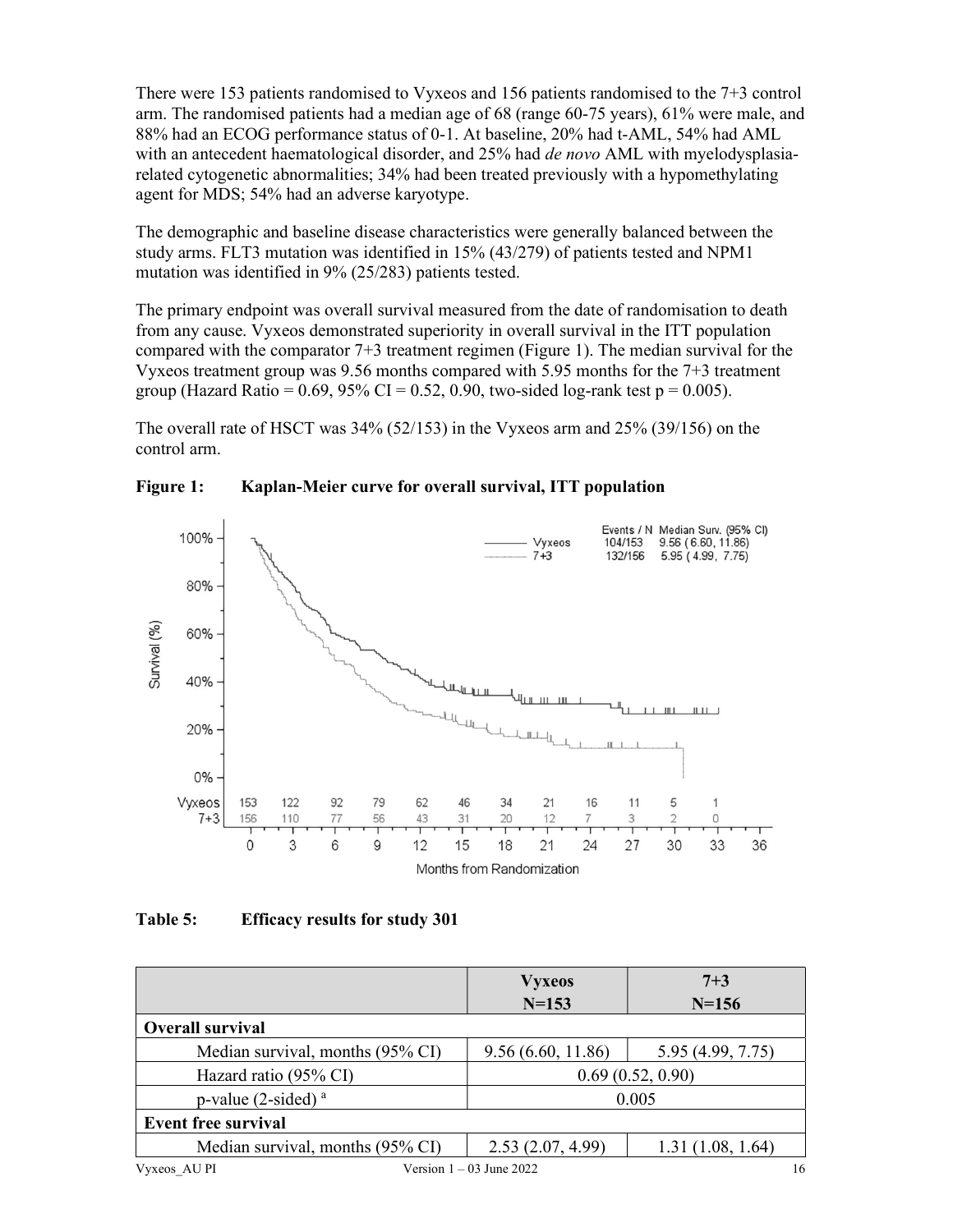There were 153 patients randomised to Vyxeos and 156 patients randomised to the 7+3 control arm. The randomised patients had a median age of 68 (range 60-75 years), 61% were male, and 88% had an ECOG performance status of 0-1. At baseline, 20% had t-AML, 54% had AML with an antecedent haematological disorder, and 25% had *de novo* AML with myelodysplasia-related cytogenetic abnormalities; 34% had been treated previously with a hypomethylating agent for MDS; 54% had an adverse karyotype.

The demographic and baseline disease characteristics were generally balanced between the study arms. FLT3 mutation was identified in 15% (43/279) of patients tested and NPM1 mutation was identified in 9% (25/283) patients tested.

The primary endpoint was overall survival measured from the date of randomisation to death from any cause. Vyxeos demonstrated superiority in overall survival in the ITT population compared with the comparator 7+3 treatment regimen (Figure 1). The median survival for the Vyxeos treatment group was 9.56 months compared with 5.95 months for the 7+3 treatment group (Hazard Ratio = 0.69, 95% CI = 0.52, 0.90, two-sided log-rank test p = 0.005).

The overall rate of HSCT was 34% (52/153) in the Vyxeos arm and 25% (39/156) on the control arm.

**Figure 1: Kaplan-Meier curve for overall survival, ITT population**

| | Events / N | Median Surv. (95% CI) |
|---|---|---|
| Vyxeos | 104/153 | 9.56 (6.60, 11.86) |
| 7+3 | 132/156 | 5.95 (4.99, 7.75) |

Number at risk:

| Months from Randomization | 0 | 3 | 6 | 9 | 12 | 15 | 18 | 21 | 24 | 27 | 30 | 33 | 36 |
|---|---|---|---|---|---|---|---|---|---|---|---|---|---|
| Vyxeos | 153 | 122 | 92 | 79 | 62 | 46 | 34 | 21 | 16 | 11 | 5 | 1 | |
| 7+3 | 156 | 110 | 77 | 56 | 43 | 31 | 20 | 12 | 7 | 3 | 2 | 0 | |

**Table 5: Efficacy results for study 301**

| | Vyxeos N=153 | 7+3 N=156 |
|---|---|---|
| **Overall survival** | | |
| Median survival, months (95% CI) | 9.56 (6.60, 11.86) | 5.95 (4.99, 7.75) |
| Hazard ratio (95% CI) | 0.69 (0.52, 0.90) | |
| p-value (2-sided) [a] | 0.005 | |
| **Event free survival** | | |
| Median survival, months (95% CI) | 2.53 (2.07, 4.99) | 1.31 (1.08, 1.64) |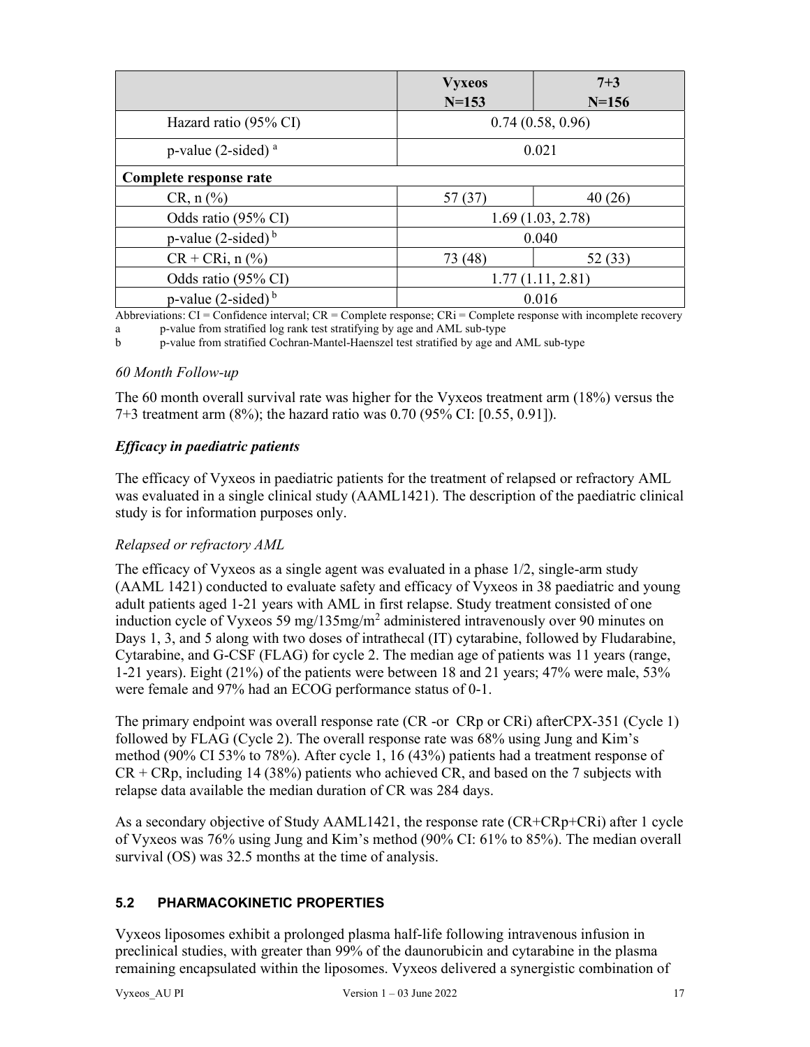| | Vyxeos N=153 | 7+3 N=156 |
|---|---|---|
| Hazard ratio (95% CI) | 0.74 (0.58, 0.96) | |
| p-value (2-sided) [a] | 0.021 | |
| **Complete response rate** | | |
| CR, n (%) | 57 (37) | 40 (26) |
| Odds ratio (95% CI) | 1.69 (1.03, 2.78) | |
| p-value (2-sided) [b] | 0.040 | |
| CR + CRi, n (%) | 73 (48) | 52 (33) |
| Odds ratio (95% CI) | 1.77 (1.11, 2.81) | |
| p-value (2-sided) [b] | 0.016 | |

Abbreviations: CI = Confidence interval; CR = Complete response; CRi = Complete response with incomplete recovery

a p-value from stratified log rank test stratifying by age and AML sub-type

b p-value from stratified Cochran-Mantel-Haenszel test stratified by age and AML sub-type

*60 Month Follow-up*

The 60 month overall survival rate was higher for the Vyxeos treatment arm (18%) versus the 7+3 treatment arm (8%); the hazard ratio was 0.70 (95% CI: [0.55, 0.91]).

***Efficacy in paediatric patients***

The efficacy of Vyxeos in paediatric patients for the treatment of relapsed or refractory AML was evaluated in a single clinical study (AAML1421). The description of the paediatric clinical study is for information purposes only.

*Relapsed or refractory AML*

The efficacy of Vyxeos as a single agent was evaluated in a phase 1/2, single-arm study (AAML 1421) conducted to evaluate safety and efficacy of Vyxeos in 38 paediatric and young adult patients aged 1-21 years with AML in first relapse. Study treatment consisted of one induction cycle of Vyxeos 59 mg/135mg/m$^2$ administered intravenously over 90 minutes on Days 1, 3, and 5 along with two doses of intrathecal (IT) cytarabine, followed by Fludarabine, Cytarabine, and G-CSF (FLAG) for cycle 2. The median age of patients was 11 years (range, 1-21 years). Eight (21%) of the patients were between 18 and 21 years; 47% were male, 53% were female and 97% had an ECOG performance status of 0-1.

The primary endpoint was overall response rate (CR -or CRp or CRi) afterCPX-351 (Cycle 1) followed by FLAG (Cycle 2). The overall response rate was 68% using Jung and Kim's method (90% CI 53% to 78%). After cycle 1, 16 (43%) patients had a treatment response of CR + CRp, including 14 (38%) patients who achieved CR, and based on the 7 subjects with relapse data available the median duration of CR was 284 days.

As a secondary objective of Study AAML1421, the response rate (CR+CRp+CRi) after 1 cycle of Vyxeos was 76% using Jung and Kim's method (90% CI: 61% to 85%). The median overall survival (OS) was 32.5 months at the time of analysis.

## 5.2 PHARMACOKINETIC PROPERTIES

Vyxeos liposomes exhibit a prolonged plasma half-life following intravenous infusion in preclinical studies, with greater than 99% of the daunorubicin and cytarabine in the plasma remaining encapsulated within the liposomes. Vyxeos delivered a synergistic combination of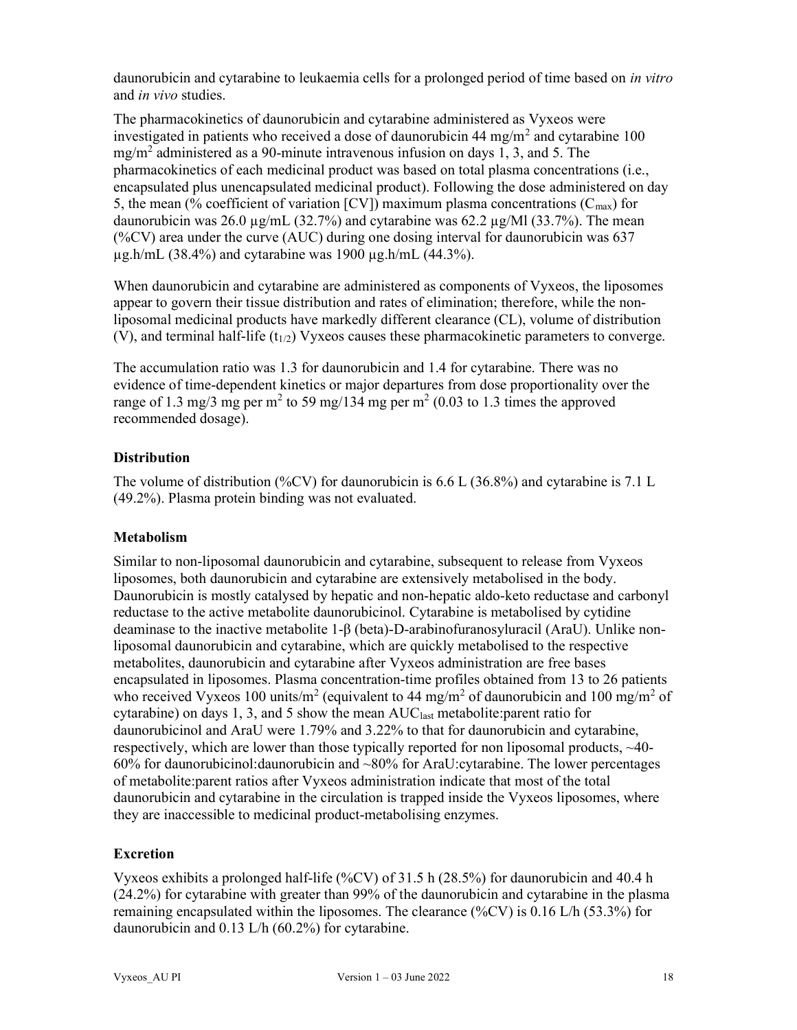daunorubicin and cytarabine to leukaemia cells for a prolonged period of time based on *in vitro* and *in vivo* studies.

The pharmacokinetics of daunorubicin and cytarabine administered as Vyxeos were investigated in patients who received a dose of daunorubicin 44 mg/m$^2$ and cytarabine 100 mg/m$^2$ administered as a 90-minute intravenous infusion on days 1, 3, and 5. The pharmacokinetics of each medicinal product was based on total plasma concentrations (i.e., encapsulated plus unencapsulated medicinal product). Following the dose administered on day 5, the mean (% coefficient of variation [CV]) maximum plasma concentrations ($C_{max}$) for daunorubicin was 26.0 µg/mL (32.7%) and cytarabine was 62.2 µg/Ml (33.7%). The mean (%CV) area under the curve (AUC) during one dosing interval for daunorubicin was 637 µg.h/mL (38.4%) and cytarabine was 1900 µg.h/mL (44.3%).

When daunorubicin and cytarabine are administered as components of Vyxeos, the liposomes appear to govern their tissue distribution and rates of elimination; therefore, while the non-liposomal medicinal products have markedly different clearance (CL), volume of distribution (V), and terminal half-life ($t_{1/2}$) Vyxeos causes these pharmacokinetic parameters to converge.

The accumulation ratio was 1.3 for daunorubicin and 1.4 for cytarabine. There was no evidence of time-dependent kinetics or major departures from dose proportionality over the range of 1.3 mg/3 mg per m$^2$ to 59 mg/134 mg per m$^2$ (0.03 to 1.3 times the approved recommended dosage).

### Distribution

The volume of distribution (%CV) for daunorubicin is 6.6 L (36.8%) and cytarabine is 7.1 L (49.2%). Plasma protein binding was not evaluated.

### Metabolism

Similar to non-liposomal daunorubicin and cytarabine, subsequent to release from Vyxeos liposomes, both daunorubicin and cytarabine are extensively metabolised in the body. Daunorubicin is mostly catalysed by hepatic and non-hepatic aldo-keto reductase and carbonyl reductase to the active metabolite daunorubicinol. Cytarabine is metabolised by cytidine deaminase to the inactive metabolite 1-β (beta)-D-arabinofuranosyluracil (AraU). Unlike non-liposomal daunorubicin and cytarabine, which are quickly metabolised to the respective metabolites, daunorubicin and cytarabine after Vyxeos administration are free bases encapsulated in liposomes. Plasma concentration-time profiles obtained from 13 to 26 patients who received Vyxeos 100 units/m$^2$ (equivalent to 44 mg/m$^2$ of daunorubicin and 100 mg/m$^2$ of cytarabine) on days 1, 3, and 5 show the mean $AUC_{last}$ metabolite:parent ratio for daunorubicinol and AraU were 1.79% and 3.22% to that for daunorubicin and cytarabine, respectively, which are lower than those typically reported for non liposomal products, ~40-60% for daunorubicinol:daunorubicin and ~80% for AraU:cytarabine. The lower percentages of metabolite:parent ratios after Vyxeos administration indicate that most of the total daunorubicin and cytarabine in the circulation is trapped inside the Vyxeos liposomes, where they are inaccessible to medicinal product-metabolising enzymes.

### Excretion

Vyxeos exhibits a prolonged half-life (%CV) of 31.5 h (28.5%) for daunorubicin and 40.4 h (24.2%) for cytarabine with greater than 99% of the daunorubicin and cytarabine in the plasma remaining encapsulated within the liposomes. The clearance (%CV) is 0.16 L/h (53.3%) for daunorubicin and 0.13 L/h (60.2%) for cytarabine.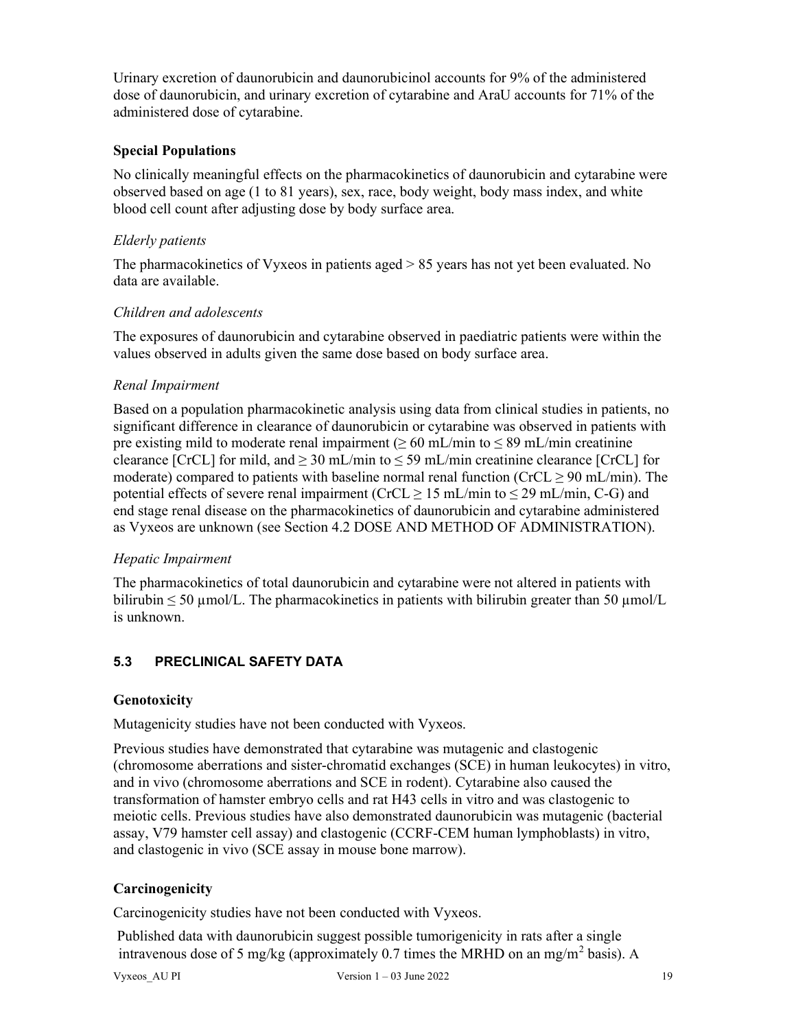Urinary excretion of daunorubicin and daunorubicinol accounts for 9% of the administered dose of daunorubicin, and urinary excretion of cytarabine and AraU accounts for 71% of the administered dose of cytarabine.

### Special Populations

No clinically meaningful effects on the pharmacokinetics of daunorubicin and cytarabine were observed based on age (1 to 81 years), sex, race, body weight, body mass index, and white blood cell count after adjusting dose by body surface area.

*Elderly patients*

The pharmacokinetics of Vyxeos in patients aged > 85 years has not yet been evaluated. No data are available.

*Children and adolescents*

The exposures of daunorubicin and cytarabine observed in paediatric patients were within the values observed in adults given the same dose based on body surface area.

*Renal Impairment*

Based on a population pharmacokinetic analysis using data from clinical studies in patients, no significant difference in clearance of daunorubicin or cytarabine was observed in patients with pre existing mild to moderate renal impairment (≥ 60 mL/min to ≤ 89 mL/min creatinine clearance [CrCL] for mild, and ≥ 30 mL/min to ≤ 59 mL/min creatinine clearance [CrCL] for moderate) compared to patients with baseline normal renal function (CrCL ≥ 90 mL/min). The potential effects of severe renal impairment (CrCL ≥ 15 mL/min to ≤ 29 mL/min, C-G) and end stage renal disease on the pharmacokinetics of daunorubicin and cytarabine administered as Vyxeos are unknown (see Section 4.2 DOSE AND METHOD OF ADMINISTRATION).

*Hepatic Impairment*

The pharmacokinetics of total daunorubicin and cytarabine were not altered in patients with bilirubin ≤ 50 µmol/L. The pharmacokinetics in patients with bilirubin greater than 50 µmol/L is unknown.

## 5.3 PRECLINICAL SAFETY DATA

### Genotoxicity

Mutagenicity studies have not been conducted with Vyxeos.

Previous studies have demonstrated that cytarabine was mutagenic and clastogenic (chromosome aberrations and sister-chromatid exchanges (SCE) in human leukocytes) in vitro, and in vivo (chromosome aberrations and SCE in rodent). Cytarabine also caused the transformation of hamster embryo cells and rat H43 cells in vitro and was clastogenic to meiotic cells. Previous studies have also demonstrated daunorubicin was mutagenic (bacterial assay, V79 hamster cell assay) and clastogenic (CCRF-CEM human lymphoblasts) in vitro, and clastogenic in vivo (SCE assay in mouse bone marrow).

### Carcinogenicity

Carcinogenicity studies have not been conducted with Vyxeos.

Published data with daunorubicin suggest possible tumorigenicity in rats after a single intravenous dose of 5 mg/kg (approximately 0.7 times the MRHD on an mg/m$^2$ basis). A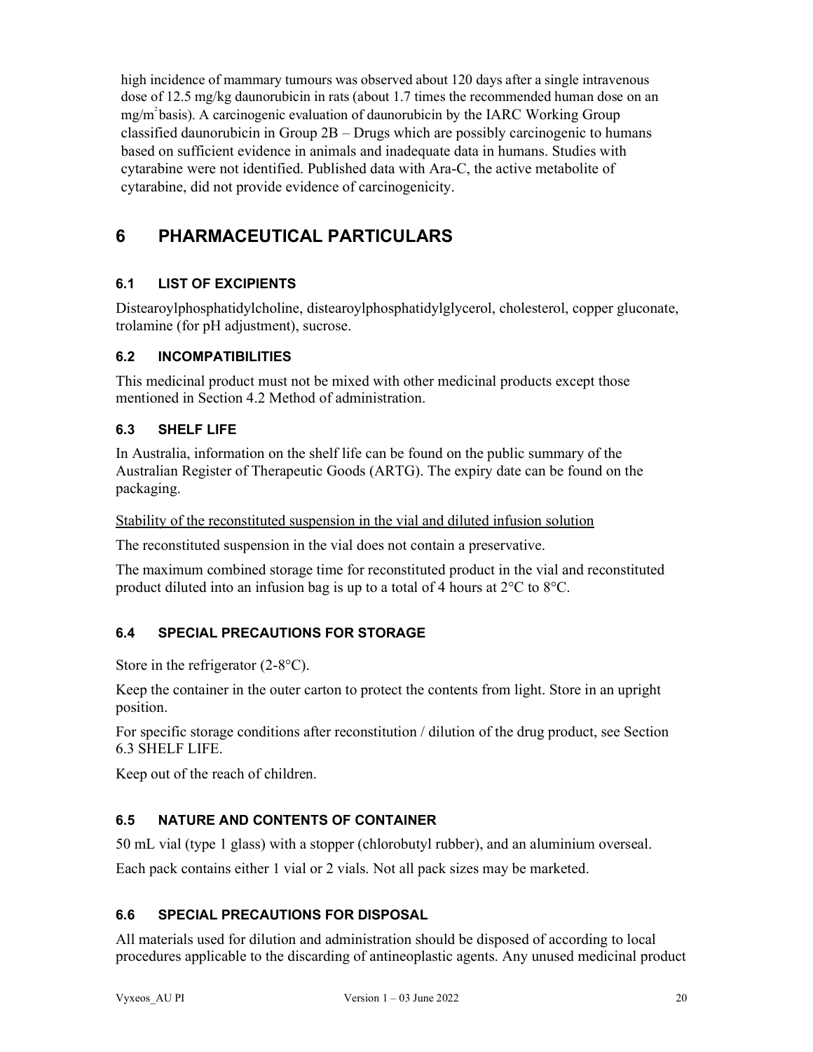high incidence of mammary tumours was observed about 120 days after a single intravenous dose of 12.5 mg/kg daunorubicin in rats (about 1.7 times the recommended human dose on an $mg/m^2$ basis). A carcinogenic evaluation of daunorubicin by the IARC Working Group classified daunorubicin in Group 2B – Drugs which are possibly carcinogenic to humans based on sufficient evidence in animals and inadequate data in humans. Studies with cytarabine were not identified. Published data with Ara-C, the active metabolite of cytarabine, did not provide evidence of carcinogenicity.

# 6 PHARMACEUTICAL PARTICULARS

## 6.1 LIST OF EXCIPIENTS

Distearoylphosphatidylcholine, distearoylphosphatidylglycerol, cholesterol, copper gluconate, trolamine (for pH adjustment), sucrose.

## 6.2 INCOMPATIBILITIES

This medicinal product must not be mixed with other medicinal products except those mentioned in Section 4.2 Method of administration.

## 6.3 SHELF LIFE

In Australia, information on the shelf life can be found on the public summary of the Australian Register of Therapeutic Goods (ARTG). The expiry date can be found on the packaging.

Stability of the reconstituted suspension in the vial and diluted infusion solution

The reconstituted suspension in the vial does not contain a preservative.

The maximum combined storage time for reconstituted product in the vial and reconstituted product diluted into an infusion bag is up to a total of 4 hours at 2°C to 8°C.

## 6.4 SPECIAL PRECAUTIONS FOR STORAGE

Store in the refrigerator (2-8°C).

Keep the container in the outer carton to protect the contents from light. Store in an upright position.

For specific storage conditions after reconstitution / dilution of the drug product, see Section 6.3 SHELF LIFE.

Keep out of the reach of children.

## 6.5 NATURE AND CONTENTS OF CONTAINER

50 mL vial (type 1 glass) with a stopper (chlorobutyl rubber), and an aluminium overseal.

Each pack contains either 1 vial or 2 vials. Not all pack sizes may be marketed.

## 6.6 SPECIAL PRECAUTIONS FOR DISPOSAL

All materials used for dilution and administration should be disposed of according to local procedures applicable to the discarding of antineoplastic agents. Any unused medicinal product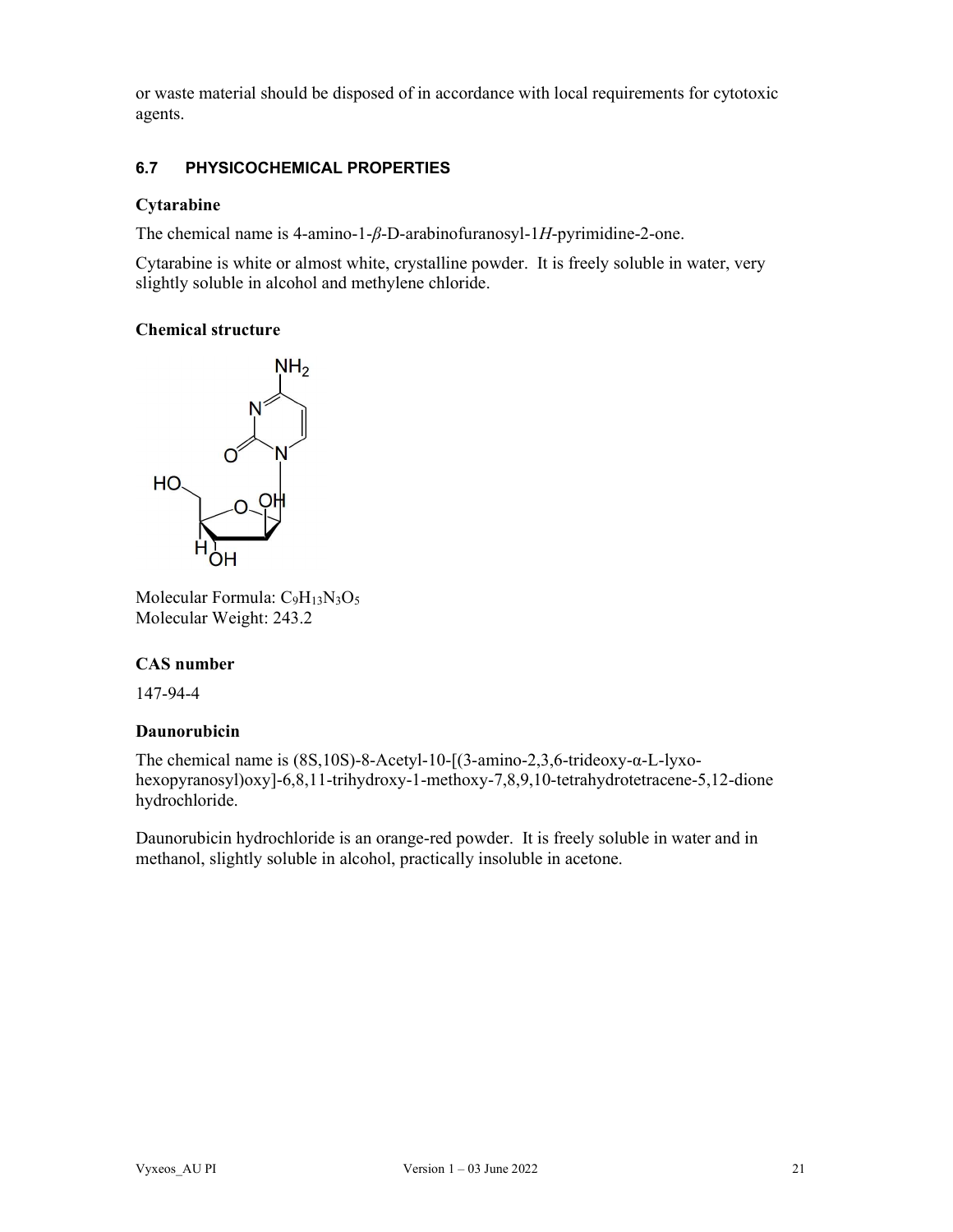or waste material should be disposed of in accordance with local requirements for cytotoxic agents.

### 6.7 PHYSICOCHEMICAL PROPERTIES

**Cytarabine**

The chemical name is 4-amino-1-*β*-D-arabinofuranosyl-1*H*-pyrimidine-2-one.

Cytarabine is white or almost white, crystalline powder. It is freely soluble in water, very slightly soluble in alcohol and methylene chloride.

**Chemical structure**

Molecular Formula: $C_9H_{13}N_3O_5$
Molecular Weight: 243.2

**CAS number**

147-94-4

**Daunorubicin**

The chemical name is (8S,10S)-8-Acetyl-10-[(3-amino-2,3,6-trideoxy-α-L-lyxo-hexopyranosyl)oxy]-6,8,11-trihydroxy-1-methoxy-7,8,9,10-tetrahydrotetracene-5,12-dione hydrochloride.

Daunorubicin hydrochloride is an orange-red powder. It is freely soluble in water and in methanol, slightly soluble in alcohol, practically insoluble in acetone.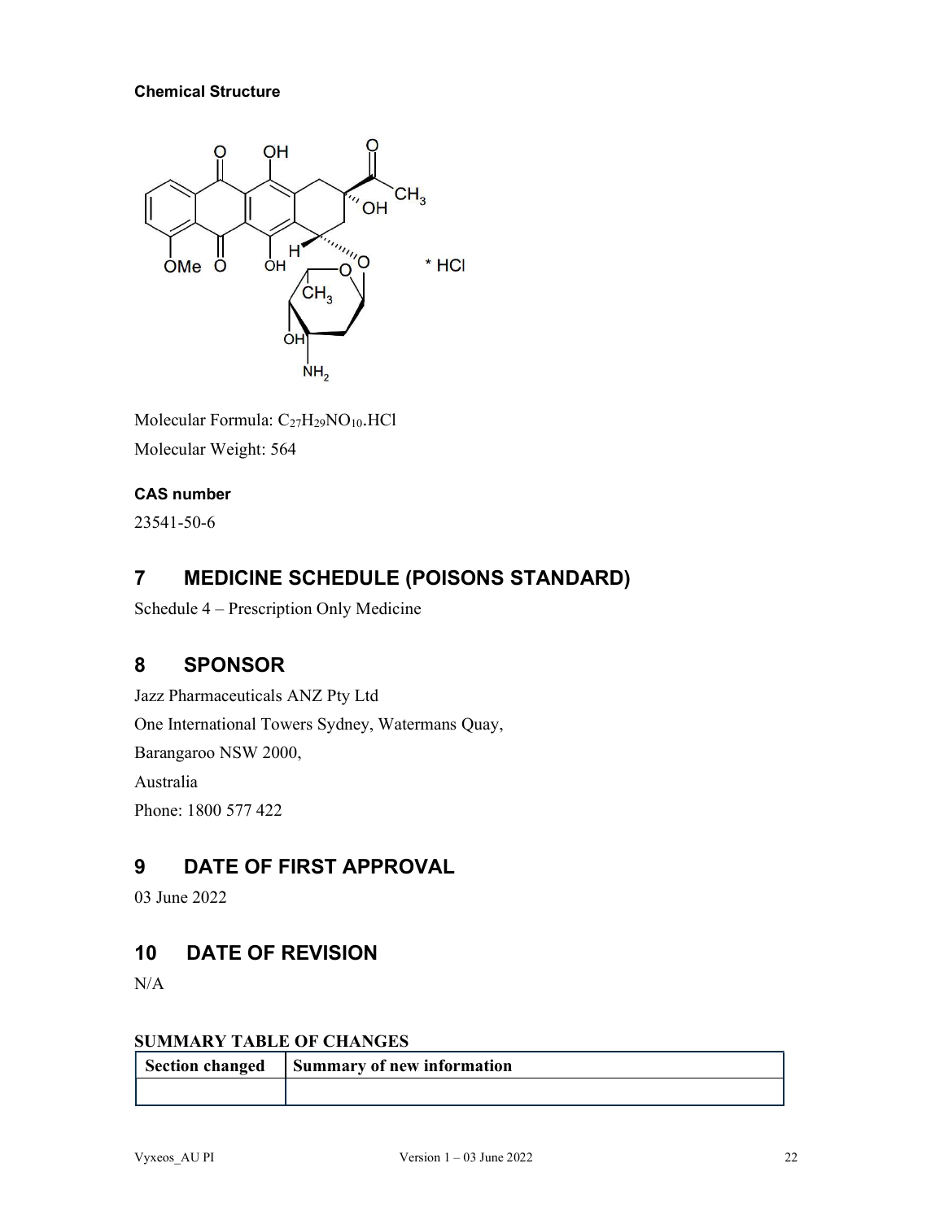**Chemical Structure**

Molecular Formula: $C_{27}H_{29}NO_{10}$.HCl

Molecular Weight: 564

**CAS number**

23541-50-6

## 7 MEDICINE SCHEDULE (POISONS STANDARD)

Schedule 4 – Prescription Only Medicine

## 8 SPONSOR

Jazz Pharmaceuticals ANZ Pty Ltd

One International Towers Sydney, Watermans Quay,

Barangaroo NSW 2000,

Australia

Phone: 1800 577 422

## 9 DATE OF FIRST APPROVAL

03 June 2022

## 10 DATE OF REVISION

N/A

**SUMMARY TABLE OF CHANGES**

| Section changed | Summary of new information |
|---|---|
| | |